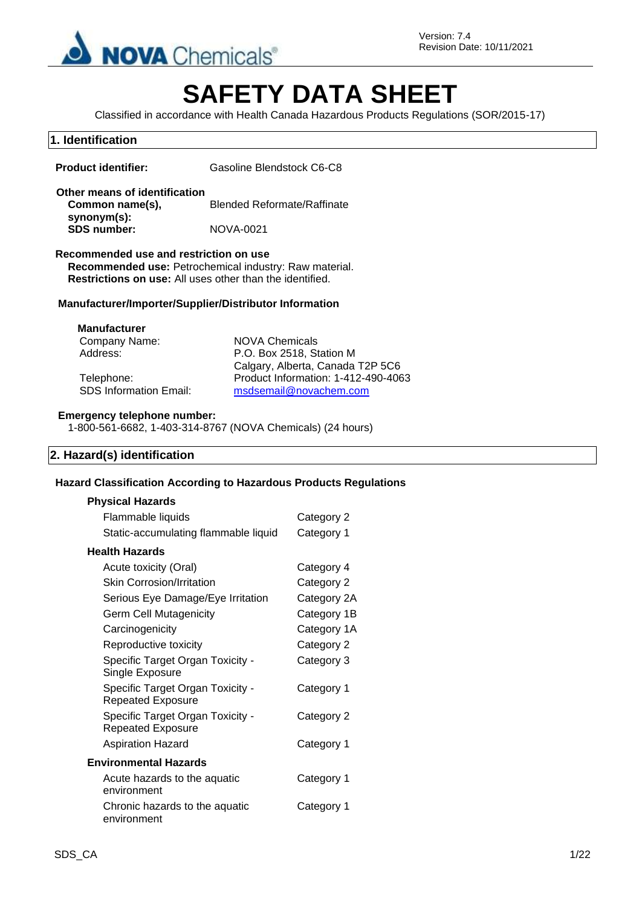Version: 7.4
Revision Date: 10/11/2021

# SAFETY DATA SHEET

Classified in accordance with Health Canada Hazardous Products Regulations (SOR/2015-17)

## 1. Identification

**Product identifier:** Gasoline Blendstock C6-C8

**Other means of identification**

**Common name(s), synonym(s):** Blended Reformate/Raffinate

**SDS number:** NOVA-0021

**Recommended use and restriction on use**

**Recommended use:** Petrochemical industry: Raw material.

**Restrictions on use:** All uses other than the identified.

**Manufacturer/Importer/Supplier/Distributor Information**

**Manufacturer**

| | |
|---|---|
| Company Name: | NOVA Chemicals |
| Address: | P.O. Box 2518, Station M<br>Calgary, Alberta, Canada T2P 5C6 |
| Telephone: | Product Information: 1-412-490-4063 |
| SDS Information Email: | msdsemail@novachem.com |

**Emergency telephone number:**

1-800-561-6682, 1-403-314-8767 (NOVA Chemicals) (24 hours)

## 2. Hazard(s) identification

**Hazard Classification According to Hazardous Products Regulations**

| Hazard | Category |
|---|---|
| **Physical Hazards** | |
| Flammable liquids | Category 2 |
| Static-accumulating flammable liquid | Category 1 |
| **Health Hazards** | |
| Acute toxicity (Oral) | Category 4 |
| Skin Corrosion/Irritation | Category 2 |
| Serious Eye Damage/Eye Irritation | Category 2A |
| Germ Cell Mutagenicity | Category 1B |
| Carcinogenicity | Category 1A |
| Reproductive toxicity | Category 2 |
| Specific Target Organ Toxicity - Single Exposure | Category 3 |
| Specific Target Organ Toxicity - Repeated Exposure | Category 1 |
| Specific Target Organ Toxicity - Repeated Exposure | Category 2 |
| Aspiration Hazard | Category 1 |
| **Environmental Hazards** | |
| Acute hazards to the aquatic environment | Category 1 |
| Chronic hazards to the aquatic environment | Category 1 |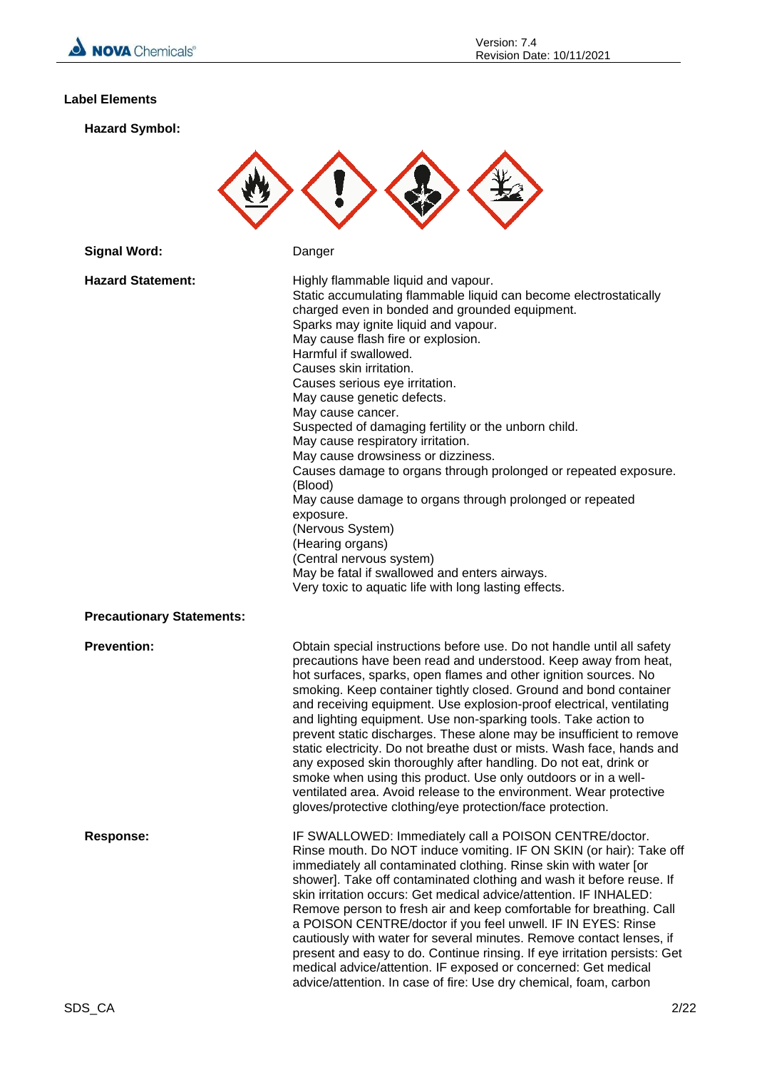**Label Elements**

**Hazard Symbol:**

**Signal Word:** Danger

**Hazard Statement:**

Highly flammable liquid and vapour.
Static accumulating flammable liquid can become electrostatically charged even in bonded and grounded equipment.
Sparks may ignite liquid and vapour.
May cause flash fire or explosion.
Harmful if swallowed.
Causes skin irritation.
Causes serious eye irritation.
May cause genetic defects.
May cause cancer.
Suspected of damaging fertility or the unborn child.
May cause respiratory irritation.
May cause drowsiness or dizziness.
Causes damage to organs through prolonged or repeated exposure. (Blood)
May cause damage to organs through prolonged or repeated exposure.
(Nervous System)
(Hearing organs)
(Central nervous system)
May be fatal if swallowed and enters airways.
Very toxic to aquatic life with long lasting effects.

**Precautionary Statements:**

**Prevention:**

Obtain special instructions before use. Do not handle until all safety precautions have been read and understood. Keep away from heat, hot surfaces, sparks, open flames and other ignition sources. No smoking. Keep container tightly closed. Ground and bond container and receiving equipment. Use explosion-proof electrical, ventilating and lighting equipment. Use non-sparking tools. Take action to prevent static discharges. These alone may be insufficient to remove static electricity. Do not breathe dust or mists. Wash face, hands and any exposed skin thoroughly after handling. Do not eat, drink or smoke when using this product. Use only outdoors or in a well-ventilated area. Avoid release to the environment. Wear protective gloves/protective clothing/eye protection/face protection.

**Response:**

IF SWALLOWED: Immediately call a POISON CENTRE/doctor. Rinse mouth. Do NOT induce vomiting. IF ON SKIN (or hair): Take off immediately all contaminated clothing. Rinse skin with water [or shower]. Take off contaminated clothing and wash it before reuse. If skin irritation occurs: Get medical advice/attention. IF INHALED: Remove person to fresh air and keep comfortable for breathing. Call a POISON CENTRE/doctor if you feel unwell. IF IN EYES: Rinse cautiously with water for several minutes. Remove contact lenses, if present and easy to do. Continue rinsing. If eye irritation persists: Get medical advice/attention. IF exposed or concerned: Get medical advice/attention. In case of fire: Use dry chemical, foam, carbon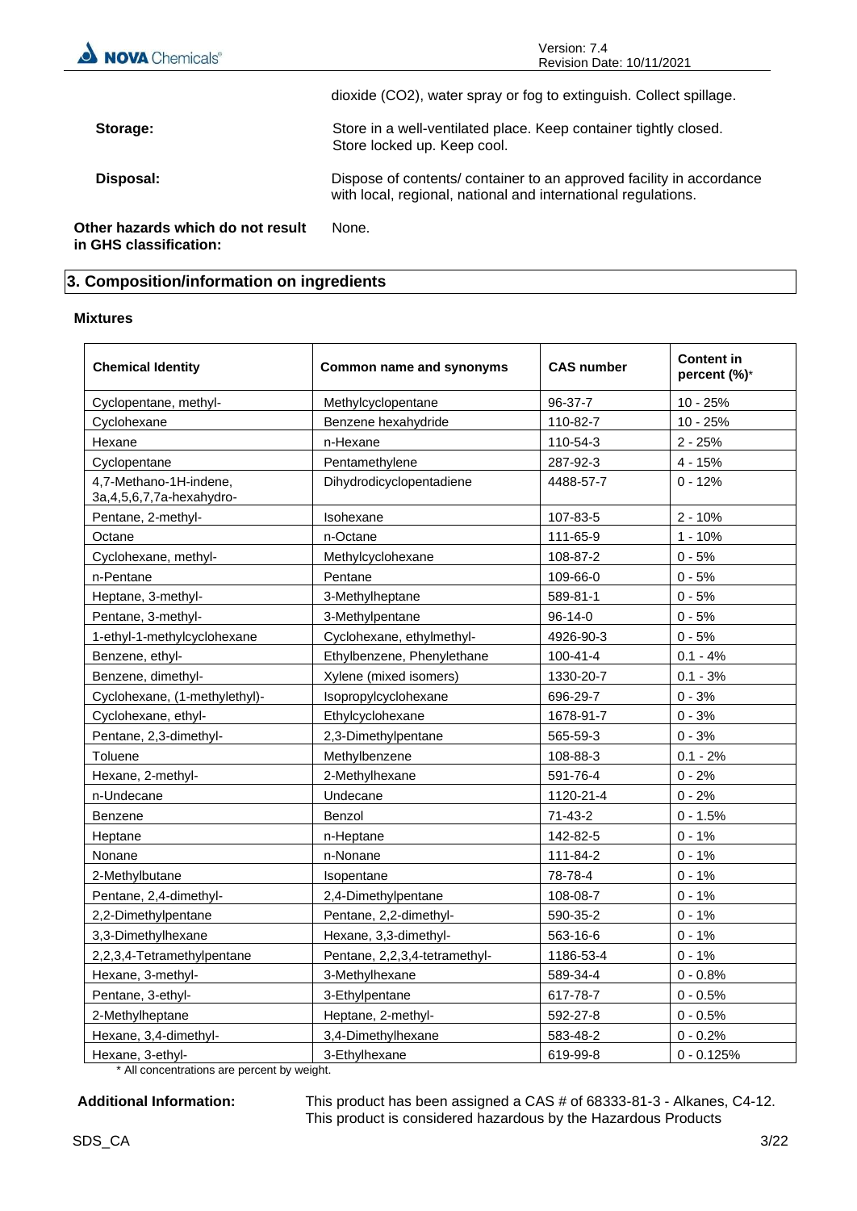dioxide ($CO_2$), water spray or fog to extinguish. Collect spillage.

**Storage:** Store in a well-ventilated place. Keep container tightly closed. Store locked up. Keep cool.

**Disposal:** Dispose of contents/ container to an approved facility in accordance with local, regional, national and international regulations.

**Other hazards which do not result in GHS classification:** None.

## 3. Composition/information on ingredients

**Mixtures**

| Chemical Identity | Common name and synonyms | CAS number | Content in percent (%)* |
|---|---|---|---|
| Cyclopentane, methyl- | Methylcyclopentane | 96-37-7 | 10 - 25% |
| Cyclohexane | Benzene hexahydride | 110-82-7 | 10 - 25% |
| Hexane | n-Hexane | 110-54-3 | 2 - 25% |
| Cyclopentane | Pentamethylene | 287-92-3 | 4 - 15% |
| 4,7-Methano-1H-indene, 3a,4,5,6,7,7a-hexahydro- | Dihydrodicyclopentadiene | 4488-57-7 | 0 - 12% |
| Pentane, 2-methyl- | Isohexane | 107-83-5 | 2 - 10% |
| Octane | n-Octane | 111-65-9 | 1 - 10% |
| Cyclohexane, methyl- | Methylcyclohexane | 108-87-2 | 0 - 5% |
| n-Pentane | Pentane | 109-66-0 | 0 - 5% |
| Heptane, 3-methyl- | 3-Methylheptane | 589-81-1 | 0 - 5% |
| Pentane, 3-methyl- | 3-Methylpentane | 96-14-0 | 0 - 5% |
| 1-ethyl-1-methylcyclohexane | Cyclohexane, ethylmethyl- | 4926-90-3 | 0 - 5% |
| Benzene, ethyl- | Ethylbenzene, Phenylethane | 100-41-4 | 0.1 - 4% |
| Benzene, dimethyl- | Xylene (mixed isomers) | 1330-20-7 | 0.1 - 3% |
| Cyclohexane, (1-methylethyl)- | Isopropylcyclohexane | 696-29-7 | 0 - 3% |
| Cyclohexane, ethyl- | Ethylcyclohexane | 1678-91-7 | 0 - 3% |
| Pentane, 2,3-dimethyl- | 2,3-Dimethylpentane | 565-59-3 | 0 - 3% |
| Toluene | Methylbenzene | 108-88-3 | 0.1 - 2% |
| Hexane, 2-methyl- | 2-Methylhexane | 591-76-4 | 0 - 2% |
| n-Undecane | Undecane | 1120-21-4 | 0 - 2% |
| Benzene | Benzol | 71-43-2 | 0 - 1.5% |
| Heptane | n-Heptane | 142-82-5 | 0 - 1% |
| Nonane | n-Nonane | 111-84-2 | 0 - 1% |
| 2-Methylbutane | Isopentane | 78-78-4 | 0 - 1% |
| Pentane, 2,4-dimethyl- | 2,4-Dimethylpentane | 108-08-7 | 0 - 1% |
| 2,2-Dimethylpentane | Pentane, 2,2-dimethyl- | 590-35-2 | 0 - 1% |
| 3,3-Dimethylhexane | Hexane, 3,3-dimethyl- | 563-16-6 | 0 - 1% |
| 2,2,3,4-Tetramethylpentane | Pentane, 2,2,3,4-tetramethyl- | 1186-53-4 | 0 - 1% |
| Hexane, 3-methyl- | 3-Methylhexane | 589-34-4 | 0 - 0.8% |
| Pentane, 3-ethyl- | 3-Ethylpentane | 617-78-7 | 0 - 0.5% |
| 2-Methylheptane | Heptane, 2-methyl- | 592-27-8 | 0 - 0.5% |
| Hexane, 3,4-dimethyl- | 3,4-Dimethylhexane | 583-48-2 | 0 - 0.2% |
| Hexane, 3-ethyl- | 3-Ethylhexane | 619-99-8 | 0 - 0.125% |

\* All concentrations are percent by weight.

**Additional Information:** This product has been assigned a CAS # of 68333-81-3 - Alkanes, C4-12. This product is considered hazardous by the Hazardous Products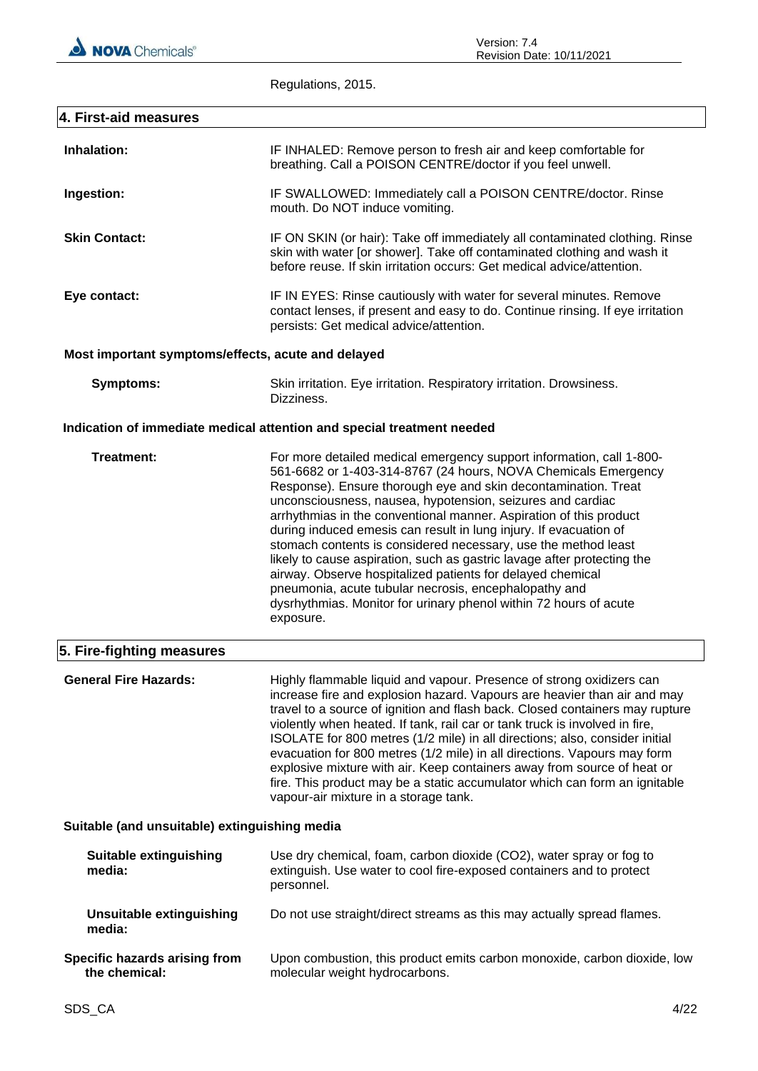Regulations, 2015.

## 4. First-aid measures

**Inhalation:** IF INHALED: Remove person to fresh air and keep comfortable for breathing. Call a POISON CENTRE/doctor if you feel unwell.

**Ingestion:** IF SWALLOWED: Immediately call a POISON CENTRE/doctor. Rinse mouth. Do NOT induce vomiting.

**Skin Contact:** IF ON SKIN (or hair): Take off immediately all contaminated clothing. Rinse skin with water [or shower]. Take off contaminated clothing and wash it before reuse. If skin irritation occurs: Get medical advice/attention.

**Eye contact:** IF IN EYES: Rinse cautiously with water for several minutes. Remove contact lenses, if present and easy to do. Continue rinsing. If eye irritation persists: Get medical advice/attention.

### Most important symptoms/effects, acute and delayed

**Symptoms:** Skin irritation. Eye irritation. Respiratory irritation. Drowsiness. Dizziness.

### Indication of immediate medical attention and special treatment needed

**Treatment:** For more detailed medical emergency support information, call 1-800-561-6682 or 1-403-314-8767 (24 hours, NOVA Chemicals Emergency Response). Ensure thorough eye and skin decontamination. Treat unconsciousness, nausea, hypotension, seizures and cardiac arrhythmias in the conventional manner. Aspiration of this product during induced emesis can result in lung injury. If evacuation of stomach contents is considered necessary, use the method least likely to cause aspiration, such as gastric lavage after protecting the airway. Observe hospitalized patients for delayed chemical pneumonia, acute tubular necrosis, encephalopathy and dysrhythmias. Monitor for urinary phenol within 72 hours of acute exposure.

## 5. Fire-fighting measures

**General Fire Hazards:** Highly flammable liquid and vapour. Presence of strong oxidizers can increase fire and explosion hazard. Vapours are heavier than air and may travel to a source of ignition and flash back. Closed containers may rupture violently when heated. If tank, rail car or tank truck is involved in fire, ISOLATE for 800 metres (1/2 mile) in all directions; also, consider initial evacuation for 800 metres (1/2 mile) in all directions. Vapours may form explosive mixture with air. Keep containers away from source of heat or fire. This product may be a static accumulator which can form an ignitable vapour-air mixture in a storage tank.

### Suitable (and unsuitable) extinguishing media

**Suitable extinguishing media:** Use dry chemical, foam, carbon dioxide ($CO_2$), water spray or fog to extinguish. Use water to cool fire-exposed containers and to protect personnel.

**Unsuitable extinguishing media:** Do not use straight/direct streams as this may actually spread flames.

**Specific hazards arising from the chemical:** Upon combustion, this product emits carbon monoxide, carbon dioxide, low molecular weight hydrocarbons.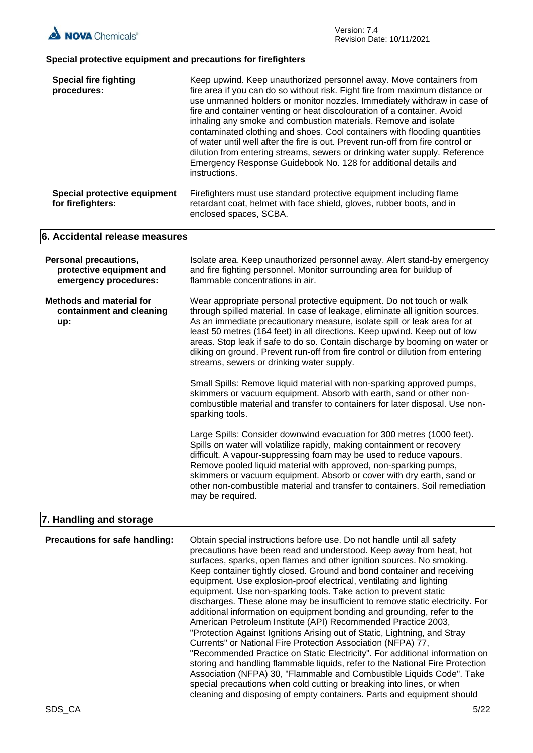### Special protective equipment and precautions for firefighters

**Special fire fighting procedures:** Keep upwind. Keep unauthorized personnel away. Move containers from fire area if you can do so without risk. Fight fire from maximum distance or use unmanned holders or monitor nozzles. Immediately withdraw in case of fire and container venting or heat discolouration of a container. Avoid inhaling any smoke and combustion materials. Remove and isolate contaminated clothing and shoes. Cool containers with flooding quantities of water until well after the fire is out. Prevent run-off from fire control or dilution from entering streams, sewers or drinking water supply. Reference Emergency Response Guidebook No. 128 for additional details and instructions.

**Special protective equipment for firefighters:** Firefighters must use standard protective equipment including flame retardant coat, helmet with face shield, gloves, rubber boots, and in enclosed spaces, SCBA.

## 6. Accidental release measures

**Personal precautions, protective equipment and emergency procedures:** Isolate area. Keep unauthorized personnel away. Alert stand-by emergency and fire fighting personnel. Monitor surrounding area for buildup of flammable concentrations in air.

**Methods and material for containment and cleaning up:** Wear appropriate personal protective equipment. Do not touch or walk through spilled material. In case of leakage, eliminate all ignition sources. As an immediate precautionary measure, isolate spill or leak area for at least 50 metres (164 feet) in all directions. Keep upwind. Keep out of low areas. Stop leak if safe to do so. Contain discharge by booming on water or diking on ground. Prevent run-off from fire control or dilution from entering streams, sewers or drinking water supply.

Small Spills: Remove liquid material with non-sparking approved pumps, skimmers or vacuum equipment. Absorb with earth, sand or other non-combustible material and transfer to containers for later disposal. Use non-sparking tools.

Large Spills: Consider downwind evacuation for 300 metres (1000 feet). Spills on water will volatilize rapidly, making containment or recovery difficult. A vapour-suppressing foam may be used to reduce vapours. Remove pooled liquid material with approved, non-sparking pumps, skimmers or vacuum equipment. Absorb or cover with dry earth, sand or other non-combustible material and transfer to containers. Soil remediation may be required.

## 7. Handling and storage

**Precautions for safe handling:** Obtain special instructions before use. Do not handle until all safety precautions have been read and understood. Keep away from heat, hot surfaces, sparks, open flames and other ignition sources. No smoking. Keep container tightly closed. Ground and bond container and receiving equipment. Use explosion-proof electrical, ventilating and lighting equipment. Use non-sparking tools. Take action to prevent static discharges. These alone may be insufficient to remove static electricity. For additional information on equipment bonding and grounding, refer to the American Petroleum Institute (API) Recommended Practice 2003, "Protection Against Ignitions Arising out of Static, Lightning, and Stray Currents" or National Fire Protection Association (NFPA) 77, "Recommended Practice on Static Electricity". For additional information on storing and handling flammable liquids, refer to the National Fire Protection Association (NFPA) 30, "Flammable and Combustible Liquids Code". Take special precautions when cold cutting or breaking into lines, or when cleaning and disposing of empty containers. Parts and equipment should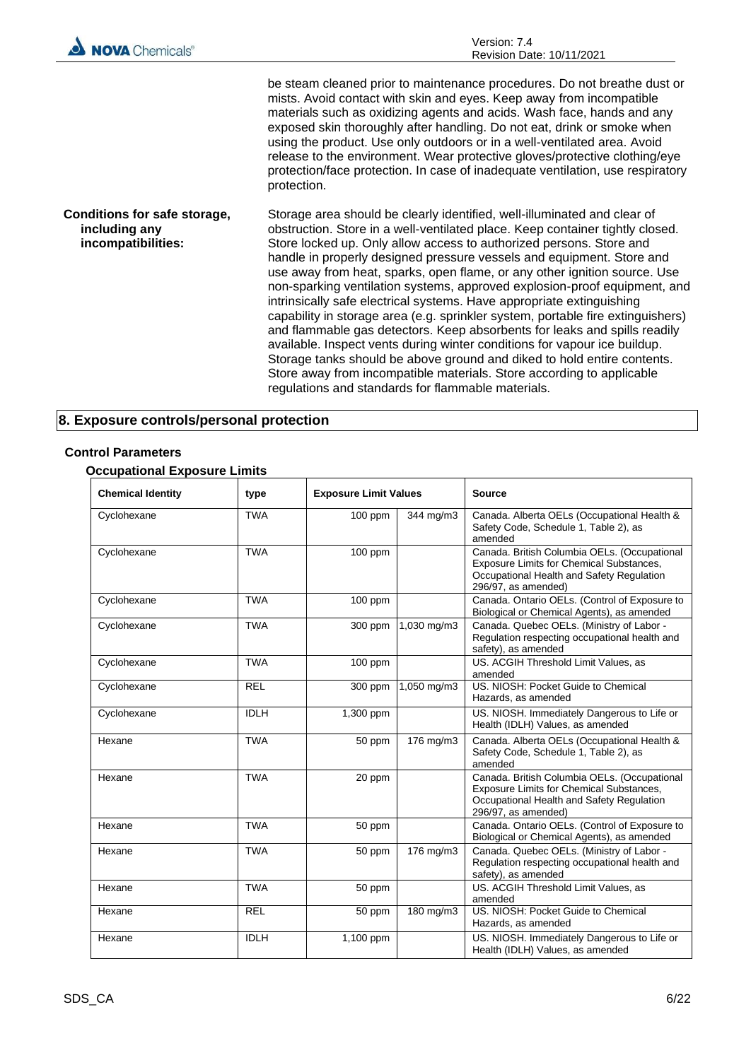be steam cleaned prior to maintenance procedures. Do not breathe dust or mists. Avoid contact with skin and eyes. Keep away from incompatible materials such as oxidizing agents and acids. Wash face, hands and any exposed skin thoroughly after handling. Do not eat, drink or smoke when using the product. Use only outdoors or in a well-ventilated area. Avoid release to the environment. Wear protective gloves/protective clothing/eye protection/face protection. In case of inadequate ventilation, use respiratory protection.

**Conditions for safe storage, including any incompatibilities:** Storage area should be clearly identified, well-illuminated and clear of obstruction. Store in a well-ventilated place. Keep container tightly closed. Store locked up. Only allow access to authorized persons. Store and handle in properly designed pressure vessels and equipment. Store and use away from heat, sparks, open flame, or any other ignition source. Use non-sparking ventilation systems, approved explosion-proof equipment, and intrinsically safe electrical systems. Have appropriate extinguishing capability in storage area (e.g. sprinkler system, portable fire extinguishers) and flammable gas detectors. Keep absorbents for leaks and spills readily available. Inspect vents during winter conditions for vapour ice buildup. Storage tanks should be above ground and diked to hold entire contents. Store away from incompatible materials. Store according to applicable regulations and standards for flammable materials.

## 8. Exposure controls/personal protection

### Control Parameters

#### Occupational Exposure Limits

| Chemical Identity | type | Exposure Limit Values | | Source |
|---|---|---|---|---|
| Cyclohexane | TWA | 100 ppm | 344 mg/m3 | Canada. Alberta OELs (Occupational Health & Safety Code, Schedule 1, Table 2), as amended |
| Cyclohexane | TWA | 100 ppm | | Canada. British Columbia OELs. (Occupational Exposure Limits for Chemical Substances, Occupational Health and Safety Regulation 296/97, as amended) |
| Cyclohexane | TWA | 100 ppm | | Canada. Ontario OELs. (Control of Exposure to Biological or Chemical Agents), as amended |
| Cyclohexane | TWA | 300 ppm | 1,030 mg/m3 | Canada. Quebec OELs. (Ministry of Labor - Regulation respecting occupational health and safety), as amended |
| Cyclohexane | TWA | 100 ppm | | US. ACGIH Threshold Limit Values, as amended |
| Cyclohexane | REL | 300 ppm | 1,050 mg/m3 | US. NIOSH: Pocket Guide to Chemical Hazards, as amended |
| Cyclohexane | IDLH | 1,300 ppm | | US. NIOSH. Immediately Dangerous to Life or Health (IDLH) Values, as amended |
| Hexane | TWA | 50 ppm | 176 mg/m3 | Canada. Alberta OELs (Occupational Health & Safety Code, Schedule 1, Table 2), as amended |
| Hexane | TWA | 20 ppm | | Canada. British Columbia OELs. (Occupational Exposure Limits for Chemical Substances, Occupational Health and Safety Regulation 296/97, as amended) |
| Hexane | TWA | 50 ppm | | Canada. Ontario OELs. (Control of Exposure to Biological or Chemical Agents), as amended |
| Hexane | TWA | 50 ppm | 176 mg/m3 | Canada. Quebec OELs. (Ministry of Labor - Regulation respecting occupational health and safety), as amended |
| Hexane | TWA | 50 ppm | | US. ACGIH Threshold Limit Values, as amended |
| Hexane | REL | 50 ppm | 180 mg/m3 | US. NIOSH: Pocket Guide to Chemical Hazards, as amended |
| Hexane | IDLH | 1,100 ppm | | US. NIOSH. Immediately Dangerous to Life or Health (IDLH) Values, as amended |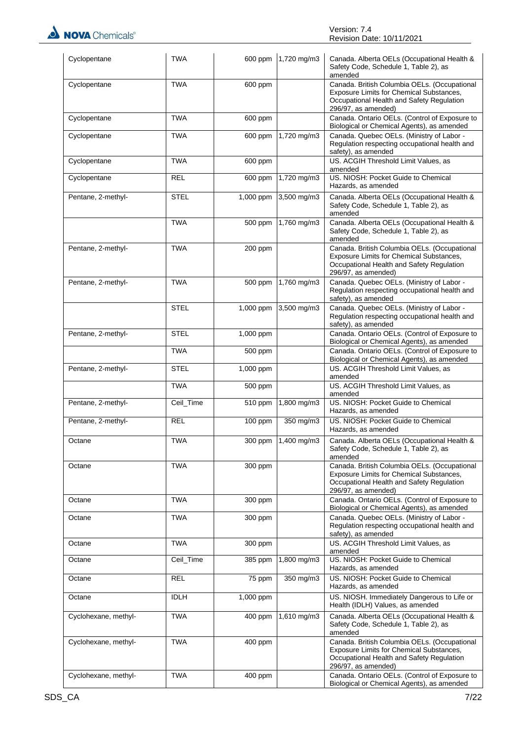| | | | | |
|---|---|---|---|---|
| Cyclopentane | TWA | 600 ppm | 1,720 mg/m3 | Canada. Alberta OELs (Occupational Health & Safety Code, Schedule 1, Table 2), as amended |
| Cyclopentane | TWA | 600 ppm | | Canada. British Columbia OELs. (Occupational Exposure Limits for Chemical Substances, Occupational Health and Safety Regulation 296/97, as amended) |
| Cyclopentane | TWA | 600 ppm | | Canada. Ontario OELs. (Control of Exposure to Biological or Chemical Agents), as amended |
| Cyclopentane | TWA | 600 ppm | 1,720 mg/m3 | Canada. Quebec OELs. (Ministry of Labor - Regulation respecting occupational health and safety), as amended |
| Cyclopentane | TWA | 600 ppm | | US. ACGIH Threshold Limit Values, as amended |
| Cyclopentane | REL | 600 ppm | 1,720 mg/m3 | US. NIOSH: Pocket Guide to Chemical Hazards, as amended |
| Pentane, 2-methyl- | STEL | 1,000 ppm | 3,500 mg/m3 | Canada. Alberta OELs (Occupational Health & Safety Code, Schedule 1, Table 2), as amended |
| | TWA | 500 ppm | 1,760 mg/m3 | Canada. Alberta OELs (Occupational Health & Safety Code, Schedule 1, Table 2), as amended |
| Pentane, 2-methyl- | TWA | 200 ppm | | Canada. British Columbia OELs. (Occupational Exposure Limits for Chemical Substances, Occupational Health and Safety Regulation 296/97, as amended) |
| Pentane, 2-methyl- | TWA | 500 ppm | 1,760 mg/m3 | Canada. Quebec OELs. (Ministry of Labor - Regulation respecting occupational health and safety), as amended |
| | STEL | 1,000 ppm | 3,500 mg/m3 | Canada. Quebec OELs. (Ministry of Labor - Regulation respecting occupational health and safety), as amended |
| Pentane, 2-methyl- | STEL | 1,000 ppm | | Canada. Ontario OELs. (Control of Exposure to Biological or Chemical Agents), as amended |
| | TWA | 500 ppm | | Canada. Ontario OELs. (Control of Exposure to Biological or Chemical Agents), as amended |
| Pentane, 2-methyl- | STEL | 1,000 ppm | | US. ACGIH Threshold Limit Values, as amended |
| | TWA | 500 ppm | | US. ACGIH Threshold Limit Values, as amended |
| Pentane, 2-methyl- | Ceil_Time | 510 ppm | 1,800 mg/m3 | US. NIOSH: Pocket Guide to Chemical Hazards, as amended |
| Pentane, 2-methyl- | REL | 100 ppm | 350 mg/m3 | US. NIOSH: Pocket Guide to Chemical Hazards, as amended |
| Octane | TWA | 300 ppm | 1,400 mg/m3 | Canada. Alberta OELs (Occupational Health & Safety Code, Schedule 1, Table 2), as amended |
| Octane | TWA | 300 ppm | | Canada. British Columbia OELs. (Occupational Exposure Limits for Chemical Substances, Occupational Health and Safety Regulation 296/97, as amended) |
| Octane | TWA | 300 ppm | | Canada. Ontario OELs. (Control of Exposure to Biological or Chemical Agents), as amended |
| Octane | TWA | 300 ppm | | Canada. Quebec OELs. (Ministry of Labor - Regulation respecting occupational health and safety), as amended |
| Octane | TWA | 300 ppm | | US. ACGIH Threshold Limit Values, as amended |
| Octane | Ceil_Time | 385 ppm | 1,800 mg/m3 | US. NIOSH: Pocket Guide to Chemical Hazards, as amended |
| Octane | REL | 75 ppm | 350 mg/m3 | US. NIOSH: Pocket Guide to Chemical Hazards, as amended |
| Octane | IDLH | 1,000 ppm | | US. NIOSH. Immediately Dangerous to Life or Health (IDLH) Values, as amended |
| Cyclohexane, methyl- | TWA | 400 ppm | 1,610 mg/m3 | Canada. Alberta OELs (Occupational Health & Safety Code, Schedule 1, Table 2), as amended |
| Cyclohexane, methyl- | TWA | 400 ppm | | Canada. British Columbia OELs. (Occupational Exposure Limits for Chemical Substances, Occupational Health and Safety Regulation 296/97, as amended) |
| Cyclohexane, methyl- | TWA | 400 ppm | | Canada. Ontario OELs. (Control of Exposure to Biological or Chemical Agents), as amended |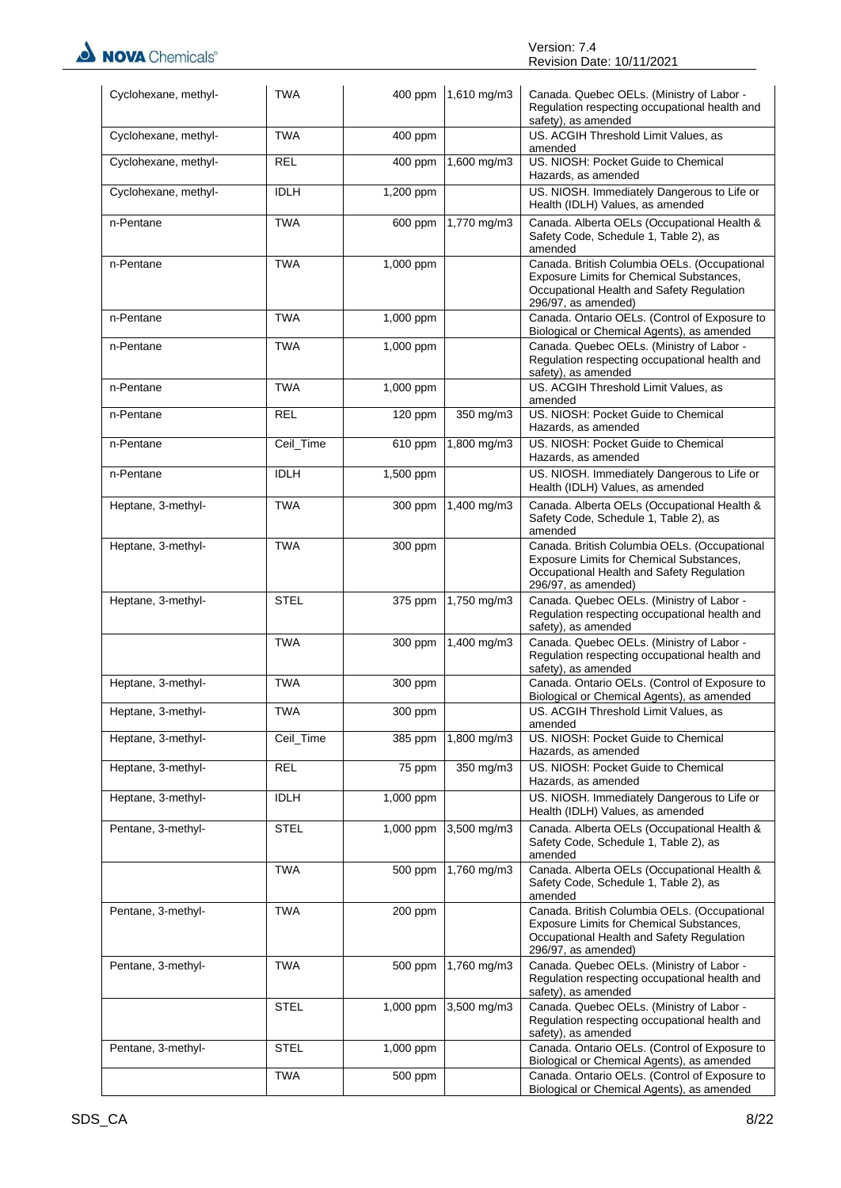| | | | | |
|---|---|---|---|---|
| Cyclohexane, methyl- | TWA | 400 ppm | 1,610 mg/m3 | Canada. Quebec OELs. (Ministry of Labor - Regulation respecting occupational health and safety), as amended |
| Cyclohexane, methyl- | TWA | 400 ppm | | US. ACGIH Threshold Limit Values, as amended |
| Cyclohexane, methyl- | REL | 400 ppm | 1,600 mg/m3 | US. NIOSH: Pocket Guide to Chemical Hazards, as amended |
| Cyclohexane, methyl- | IDLH | 1,200 ppm | | US. NIOSH. Immediately Dangerous to Life or Health (IDLH) Values, as amended |
| n-Pentane | TWA | 600 ppm | 1,770 mg/m3 | Canada. Alberta OELs (Occupational Health & Safety Code, Schedule 1, Table 2), as amended |
| n-Pentane | TWA | 1,000 ppm | | Canada. British Columbia OELs. (Occupational Exposure Limits for Chemical Substances, Occupational Health and Safety Regulation 296/97, as amended) |
| n-Pentane | TWA | 1,000 ppm | | Canada. Ontario OELs. (Control of Exposure to Biological or Chemical Agents), as amended |
| n-Pentane | TWA | 1,000 ppm | | Canada. Quebec OELs. (Ministry of Labor - Regulation respecting occupational health and safety), as amended |
| n-Pentane | TWA | 1,000 ppm | | US. ACGIH Threshold Limit Values, as amended |
| n-Pentane | REL | 120 ppm | 350 mg/m3 | US. NIOSH: Pocket Guide to Chemical Hazards, as amended |
| n-Pentane | Ceil_Time | 610 ppm | 1,800 mg/m3 | US. NIOSH: Pocket Guide to Chemical Hazards, as amended |
| n-Pentane | IDLH | 1,500 ppm | | US. NIOSH. Immediately Dangerous to Life or Health (IDLH) Values, as amended |
| Heptane, 3-methyl- | TWA | 300 ppm | 1,400 mg/m3 | Canada. Alberta OELs (Occupational Health & Safety Code, Schedule 1, Table 2), as amended |
| Heptane, 3-methyl- | TWA | 300 ppm | | Canada. British Columbia OELs. (Occupational Exposure Limits for Chemical Substances, Occupational Health and Safety Regulation 296/97, as amended) |
| Heptane, 3-methyl- | STEL | 375 ppm | 1,750 mg/m3 | Canada. Quebec OELs. (Ministry of Labor - Regulation respecting occupational health and safety), as amended |
| | TWA | 300 ppm | 1,400 mg/m3 | Canada. Quebec OELs. (Ministry of Labor - Regulation respecting occupational health and safety), as amended |
| Heptane, 3-methyl- | TWA | 300 ppm | | Canada. Ontario OELs. (Control of Exposure to Biological or Chemical Agents), as amended |
| Heptane, 3-methyl- | TWA | 300 ppm | | US. ACGIH Threshold Limit Values, as amended |
| Heptane, 3-methyl- | Ceil_Time | 385 ppm | 1,800 mg/m3 | US. NIOSH: Pocket Guide to Chemical Hazards, as amended |
| Heptane, 3-methyl- | REL | 75 ppm | 350 mg/m3 | US. NIOSH: Pocket Guide to Chemical Hazards, as amended |
| Heptane, 3-methyl- | IDLH | 1,000 ppm | | US. NIOSH. Immediately Dangerous to Life or Health (IDLH) Values, as amended |
| Pentane, 3-methyl- | STEL | 1,000 ppm | 3,500 mg/m3 | Canada. Alberta OELs (Occupational Health & Safety Code, Schedule 1, Table 2), as amended |
| | TWA | 500 ppm | 1,760 mg/m3 | Canada. Alberta OELs (Occupational Health & Safety Code, Schedule 1, Table 2), as amended |
| Pentane, 3-methyl- | TWA | 200 ppm | | Canada. British Columbia OELs. (Occupational Exposure Limits for Chemical Substances, Occupational Health and Safety Regulation 296/97, as amended) |
| Pentane, 3-methyl- | TWA | 500 ppm | 1,760 mg/m3 | Canada. Quebec OELs. (Ministry of Labor - Regulation respecting occupational health and safety), as amended |
| | STEL | 1,000 ppm | 3,500 mg/m3 | Canada. Quebec OELs. (Ministry of Labor - Regulation respecting occupational health and safety), as amended |
| Pentane, 3-methyl- | STEL | 1,000 ppm | | Canada. Ontario OELs. (Control of Exposure to Biological or Chemical Agents), as amended |
| | TWA | 500 ppm | | Canada. Ontario OELs. (Control of Exposure to Biological or Chemical Agents), as amended |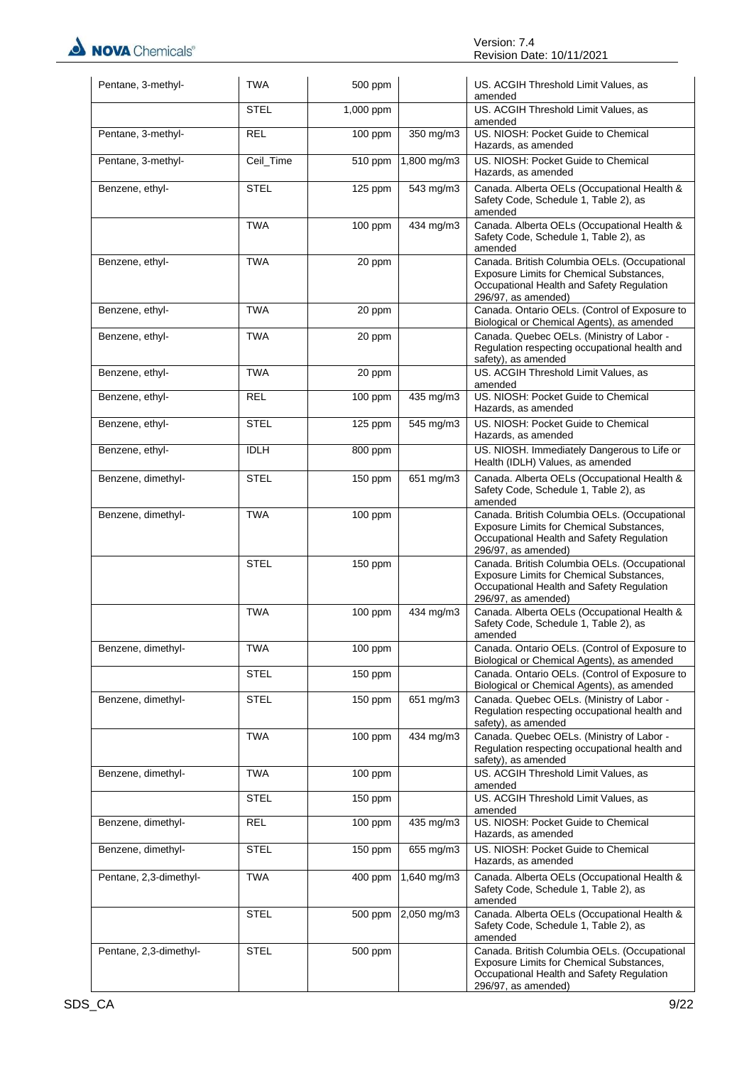| | | | | |
|---|---|---|---|---|
| Pentane, 3-methyl- | TWA | 500 ppm | | US. ACGIH Threshold Limit Values, as amended |
| | STEL | 1,000 ppm | | US. ACGIH Threshold Limit Values, as amended |
| Pentane, 3-methyl- | REL | 100 ppm | 350 mg/m3 | US. NIOSH: Pocket Guide to Chemical Hazards, as amended |
| Pentane, 3-methyl- | Ceil_Time | 510 ppm | 1,800 mg/m3 | US. NIOSH: Pocket Guide to Chemical Hazards, as amended |
| Benzene, ethyl- | STEL | 125 ppm | 543 mg/m3 | Canada. Alberta OELs (Occupational Health & Safety Code, Schedule 1, Table 2), as amended |
| | TWA | 100 ppm | 434 mg/m3 | Canada. Alberta OELs (Occupational Health & Safety Code, Schedule 1, Table 2), as amended |
| Benzene, ethyl- | TWA | 20 ppm | | Canada. British Columbia OELs. (Occupational Exposure Limits for Chemical Substances, Occupational Health and Safety Regulation 296/97, as amended) |
| Benzene, ethyl- | TWA | 20 ppm | | Canada. Ontario OELs. (Control of Exposure to Biological or Chemical Agents), as amended |
| Benzene, ethyl- | TWA | 20 ppm | | Canada. Quebec OELs. (Ministry of Labor - Regulation respecting occupational health and safety), as amended |
| Benzene, ethyl- | TWA | 20 ppm | | US. ACGIH Threshold Limit Values, as amended |
| Benzene, ethyl- | REL | 100 ppm | 435 mg/m3 | US. NIOSH: Pocket Guide to Chemical Hazards, as amended |
| Benzene, ethyl- | STEL | 125 ppm | 545 mg/m3 | US. NIOSH: Pocket Guide to Chemical Hazards, as amended |
| Benzene, ethyl- | IDLH | 800 ppm | | US. NIOSH. Immediately Dangerous to Life or Health (IDLH) Values, as amended |
| Benzene, dimethyl- | STEL | 150 ppm | 651 mg/m3 | Canada. Alberta OELs (Occupational Health & Safety Code, Schedule 1, Table 2), as amended |
| Benzene, dimethyl- | TWA | 100 ppm | | Canada. British Columbia OELs. (Occupational Exposure Limits for Chemical Substances, Occupational Health and Safety Regulation 296/97, as amended) |
| | STEL | 150 ppm | | Canada. British Columbia OELs. (Occupational Exposure Limits for Chemical Substances, Occupational Health and Safety Regulation 296/97, as amended) |
| | TWA | 100 ppm | 434 mg/m3 | Canada. Alberta OELs (Occupational Health & Safety Code, Schedule 1, Table 2), as amended |
| Benzene, dimethyl- | TWA | 100 ppm | | Canada. Ontario OELs. (Control of Exposure to Biological or Chemical Agents), as amended |
| | STEL | 150 ppm | | Canada. Ontario OELs. (Control of Exposure to Biological or Chemical Agents), as amended |
| Benzene, dimethyl- | STEL | 150 ppm | 651 mg/m3 | Canada. Quebec OELs. (Ministry of Labor - Regulation respecting occupational health and safety), as amended |
| | TWA | 100 ppm | 434 mg/m3 | Canada. Quebec OELs. (Ministry of Labor - Regulation respecting occupational health and safety), as amended |
| Benzene, dimethyl- | TWA | 100 ppm | | US. ACGIH Threshold Limit Values, as amended |
| | STEL | 150 ppm | | US. ACGIH Threshold Limit Values, as amended |
| Benzene, dimethyl- | REL | 100 ppm | 435 mg/m3 | US. NIOSH: Pocket Guide to Chemical Hazards, as amended |
| Benzene, dimethyl- | STEL | 150 ppm | 655 mg/m3 | US. NIOSH: Pocket Guide to Chemical Hazards, as amended |
| Pentane, 2,3-dimethyl- | TWA | 400 ppm | 1,640 mg/m3 | Canada. Alberta OELs (Occupational Health & Safety Code, Schedule 1, Table 2), as amended |
| | STEL | 500 ppm | 2,050 mg/m3 | Canada. Alberta OELs (Occupational Health & Safety Code, Schedule 1, Table 2), as amended |
| Pentane, 2,3-dimethyl- | STEL | 500 ppm | | Canada. British Columbia OELs. (Occupational Exposure Limits for Chemical Substances, Occupational Health and Safety Regulation 296/97, as amended) |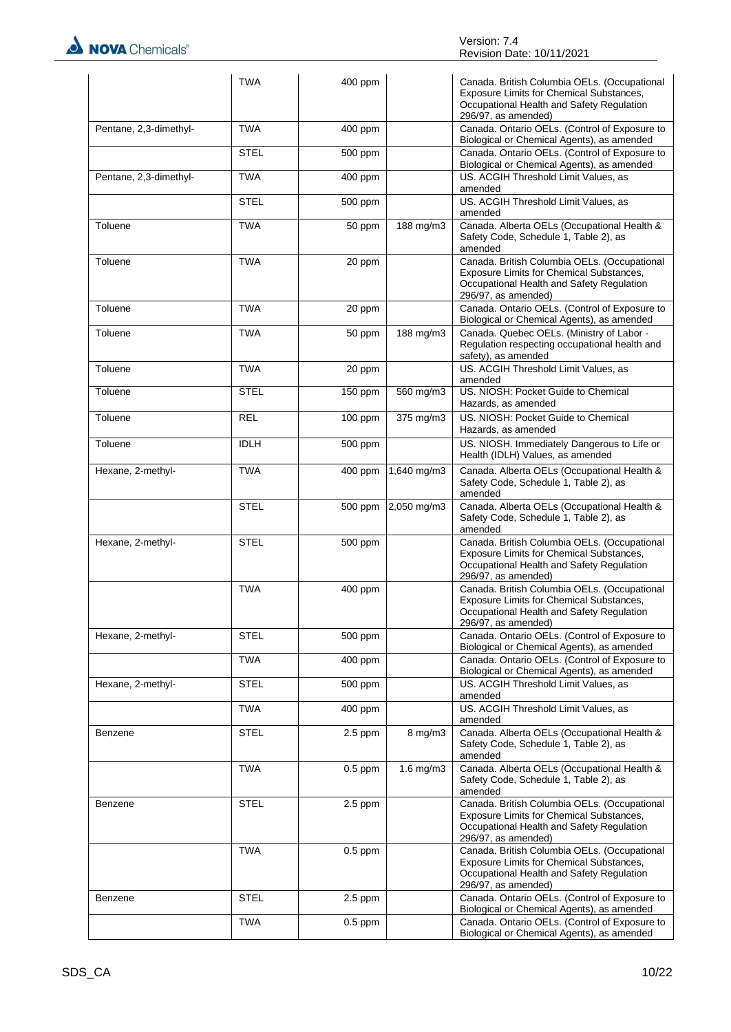| | TWA | 400 ppm | | Canada. British Columbia OELs. (Occupational Exposure Limits for Chemical Substances, Occupational Health and Safety Regulation 296/97, as amended) |
|---|---|---|---|---|
| Pentane, 2,3-dimethyl- | TWA | 400 ppm | | Canada. Ontario OELs. (Control of Exposure to Biological or Chemical Agents), as amended |
| | STEL | 500 ppm | | Canada. Ontario OELs. (Control of Exposure to Biological or Chemical Agents), as amended |
| Pentane, 2,3-dimethyl- | TWA | 400 ppm | | US. ACGIH Threshold Limit Values, as amended |
| | STEL | 500 ppm | | US. ACGIH Threshold Limit Values, as amended |
| Toluene | TWA | 50 ppm | 188 mg/m3 | Canada. Alberta OELs (Occupational Health & Safety Code, Schedule 1, Table 2), as amended |
| Toluene | TWA | 20 ppm | | Canada. British Columbia OELs. (Occupational Exposure Limits for Chemical Substances, Occupational Health and Safety Regulation 296/97, as amended) |
| Toluene | TWA | 20 ppm | | Canada. Ontario OELs. (Control of Exposure to Biological or Chemical Agents), as amended |
| Toluene | TWA | 50 ppm | 188 mg/m3 | Canada. Quebec OELs. (Ministry of Labor - Regulation respecting occupational health and safety), as amended |
| Toluene | TWA | 20 ppm | | US. ACGIH Threshold Limit Values, as amended |
| Toluene | STEL | 150 ppm | 560 mg/m3 | US. NIOSH: Pocket Guide to Chemical Hazards, as amended |
| Toluene | REL | 100 ppm | 375 mg/m3 | US. NIOSH: Pocket Guide to Chemical Hazards, as amended |
| Toluene | IDLH | 500 ppm | | US. NIOSH. Immediately Dangerous to Life or Health (IDLH) Values, as amended |
| Hexane, 2-methyl- | TWA | 400 ppm | 1,640 mg/m3 | Canada. Alberta OELs (Occupational Health & Safety Code, Schedule 1, Table 2), as amended |
| | STEL | 500 ppm | 2,050 mg/m3 | Canada. Alberta OELs (Occupational Health & Safety Code, Schedule 1, Table 2), as amended |
| Hexane, 2-methyl- | STEL | 500 ppm | | Canada. British Columbia OELs. (Occupational Exposure Limits for Chemical Substances, Occupational Health and Safety Regulation 296/97, as amended) |
| | TWA | 400 ppm | | Canada. British Columbia OELs. (Occupational Exposure Limits for Chemical Substances, Occupational Health and Safety Regulation 296/97, as amended) |
| Hexane, 2-methyl- | STEL | 500 ppm | | Canada. Ontario OELs. (Control of Exposure to Biological or Chemical Agents), as amended |
| | TWA | 400 ppm | | Canada. Ontario OELs. (Control of Exposure to Biological or Chemical Agents), as amended |
| Hexane, 2-methyl- | STEL | 500 ppm | | US. ACGIH Threshold Limit Values, as amended |
| | TWA | 400 ppm | | US. ACGIH Threshold Limit Values, as amended |
| Benzene | STEL | 2.5 ppm | 8 mg/m3 | Canada. Alberta OELs (Occupational Health & Safety Code, Schedule 1, Table 2), as amended |
| | TWA | 0.5 ppm | 1.6 mg/m3 | Canada. Alberta OELs (Occupational Health & Safety Code, Schedule 1, Table 2), as amended |
| Benzene | STEL | 2.5 ppm | | Canada. British Columbia OELs. (Occupational Exposure Limits for Chemical Substances, Occupational Health and Safety Regulation 296/97, as amended) |
| | TWA | 0.5 ppm | | Canada. British Columbia OELs. (Occupational Exposure Limits for Chemical Substances, Occupational Health and Safety Regulation 296/97, as amended) |
| Benzene | STEL | 2.5 ppm | | Canada. Ontario OELs. (Control of Exposure to Biological or Chemical Agents), as amended |
| | TWA | 0.5 ppm | | Canada. Ontario OELs. (Control of Exposure to Biological or Chemical Agents), as amended |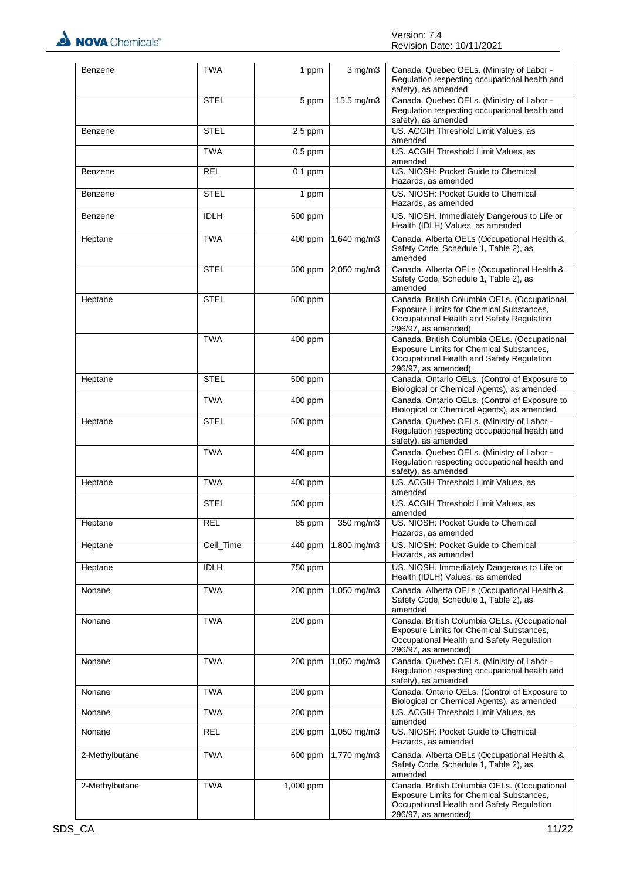| | | | | |
|---|---|---|---|---|
| Benzene | TWA | 1 ppm | 3 mg/m3 | Canada. Quebec OELs. (Ministry of Labor - Regulation respecting occupational health and safety), as amended |
| | STEL | 5 ppm | 15.5 mg/m3 | Canada. Quebec OELs. (Ministry of Labor - Regulation respecting occupational health and safety), as amended |
| Benzene | STEL | 2.5 ppm | | US. ACGIH Threshold Limit Values, as amended |
| | TWA | 0.5 ppm | | US. ACGIH Threshold Limit Values, as amended |
| Benzene | REL | 0.1 ppm | | US. NIOSH: Pocket Guide to Chemical Hazards, as amended |
| Benzene | STEL | 1 ppm | | US. NIOSH: Pocket Guide to Chemical Hazards, as amended |
| Benzene | IDLH | 500 ppm | | US. NIOSH. Immediately Dangerous to Life or Health (IDLH) Values, as amended |
| Heptane | TWA | 400 ppm | 1,640 mg/m3 | Canada. Alberta OELs (Occupational Health & Safety Code, Schedule 1, Table 2), as amended |
| | STEL | 500 ppm | 2,050 mg/m3 | Canada. Alberta OELs (Occupational Health & Safety Code, Schedule 1, Table 2), as amended |
| Heptane | STEL | 500 ppm | | Canada. British Columbia OELs. (Occupational Exposure Limits for Chemical Substances, Occupational Health and Safety Regulation 296/97, as amended) |
| | TWA | 400 ppm | | Canada. British Columbia OELs. (Occupational Exposure Limits for Chemical Substances, Occupational Health and Safety Regulation 296/97, as amended) |
| Heptane | STEL | 500 ppm | | Canada. Ontario OELs. (Control of Exposure to Biological or Chemical Agents), as amended |
| | TWA | 400 ppm | | Canada. Ontario OELs. (Control of Exposure to Biological or Chemical Agents), as amended |
| Heptane | STEL | 500 ppm | | Canada. Quebec OELs. (Ministry of Labor - Regulation respecting occupational health and safety), as amended |
| | TWA | 400 ppm | | Canada. Quebec OELs. (Ministry of Labor - Regulation respecting occupational health and safety), as amended |
| Heptane | TWA | 400 ppm | | US. ACGIH Threshold Limit Values, as amended |
| | STEL | 500 ppm | | US. ACGIH Threshold Limit Values, as amended |
| Heptane | REL | 85 ppm | 350 mg/m3 | US. NIOSH: Pocket Guide to Chemical Hazards, as amended |
| Heptane | Ceil_Time | 440 ppm | 1,800 mg/m3 | US. NIOSH: Pocket Guide to Chemical Hazards, as amended |
| Heptane | IDLH | 750 ppm | | US. NIOSH. Immediately Dangerous to Life or Health (IDLH) Values, as amended |
| Nonane | TWA | 200 ppm | 1,050 mg/m3 | Canada. Alberta OELs (Occupational Health & Safety Code, Schedule 1, Table 2), as amended |
| Nonane | TWA | 200 ppm | | Canada. British Columbia OELs. (Occupational Exposure Limits for Chemical Substances, Occupational Health and Safety Regulation 296/97, as amended) |
| Nonane | TWA | 200 ppm | 1,050 mg/m3 | Canada. Quebec OELs. (Ministry of Labor - Regulation respecting occupational health and safety), as amended |
| Nonane | TWA | 200 ppm | | Canada. Ontario OELs. (Control of Exposure to Biological or Chemical Agents), as amended |
| Nonane | TWA | 200 ppm | | US. ACGIH Threshold Limit Values, as amended |
| Nonane | REL | 200 ppm | 1,050 mg/m3 | US. NIOSH: Pocket Guide to Chemical Hazards, as amended |
| 2-Methylbutane | TWA | 600 ppm | 1,770 mg/m3 | Canada. Alberta OELs (Occupational Health & Safety Code, Schedule 1, Table 2), as amended |
| 2-Methylbutane | TWA | 1,000 ppm | | Canada. British Columbia OELs. (Occupational Exposure Limits for Chemical Substances, Occupational Health and Safety Regulation 296/97, as amended) |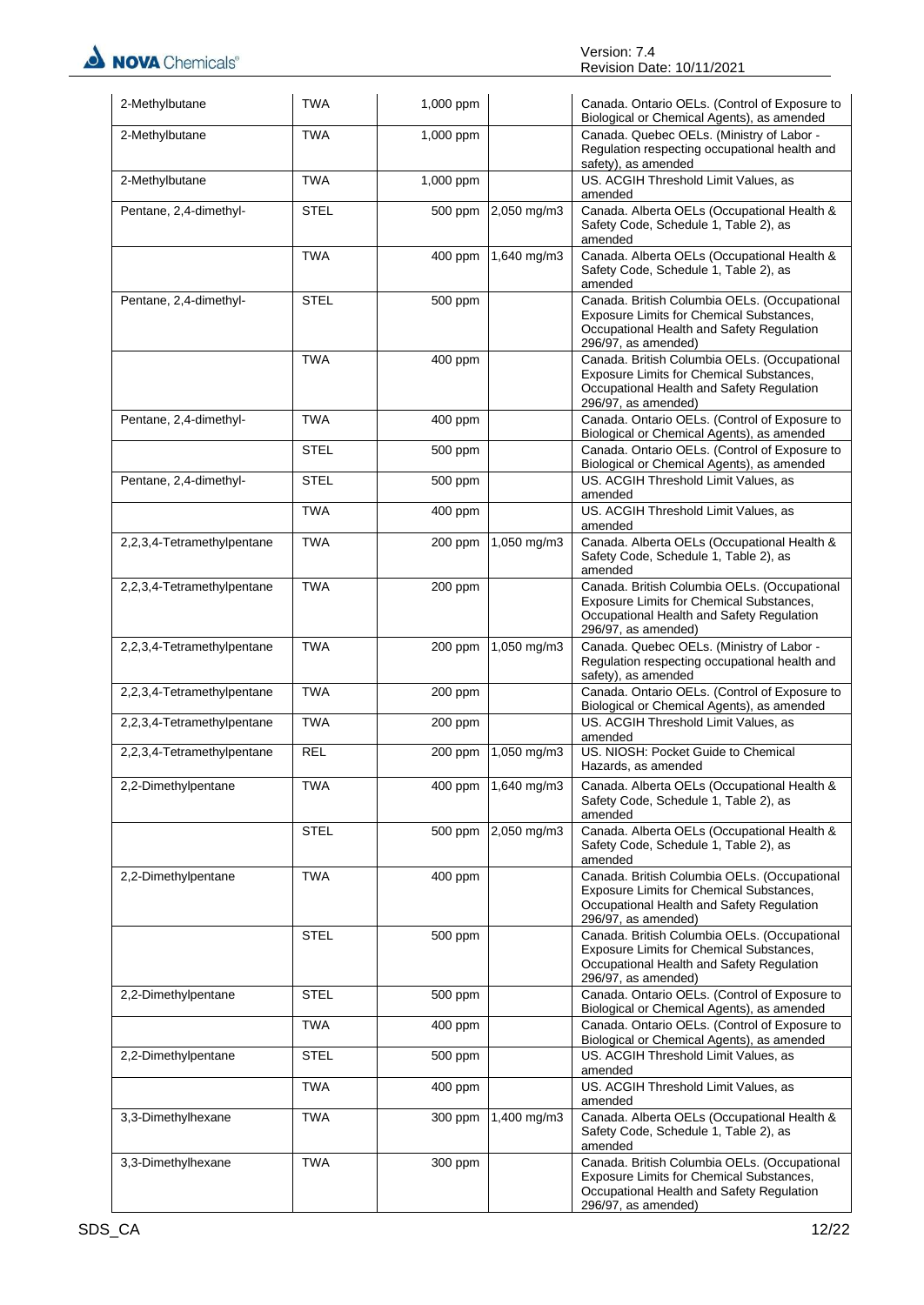| | | | | |
|---|---|---|---|---|
| 2-Methylbutane | TWA | 1,000 ppm | | Canada. Ontario OELs. (Control of Exposure to Biological or Chemical Agents), as amended |
| 2-Methylbutane | TWA | 1,000 ppm | | Canada. Quebec OELs. (Ministry of Labor - Regulation respecting occupational health and safety), as amended |
| 2-Methylbutane | TWA | 1,000 ppm | | US. ACGIH Threshold Limit Values, as amended |
| Pentane, 2,4-dimethyl- | STEL | 500 ppm | 2,050 mg/m3 | Canada. Alberta OELs (Occupational Health & Safety Code, Schedule 1, Table 2), as amended |
| | TWA | 400 ppm | 1,640 mg/m3 | Canada. Alberta OELs (Occupational Health & Safety Code, Schedule 1, Table 2), as amended |
| Pentane, 2,4-dimethyl- | STEL | 500 ppm | | Canada. British Columbia OELs. (Occupational Exposure Limits for Chemical Substances, Occupational Health and Safety Regulation 296/97, as amended) |
| | TWA | 400 ppm | | Canada. British Columbia OELs. (Occupational Exposure Limits for Chemical Substances, Occupational Health and Safety Regulation 296/97, as amended) |
| Pentane, 2,4-dimethyl- | TWA | 400 ppm | | Canada. Ontario OELs. (Control of Exposure to Biological or Chemical Agents), as amended |
| | STEL | 500 ppm | | Canada. Ontario OELs. (Control of Exposure to Biological or Chemical Agents), as amended |
| Pentane, 2,4-dimethyl- | STEL | 500 ppm | | US. ACGIH Threshold Limit Values, as amended |
| | TWA | 400 ppm | | US. ACGIH Threshold Limit Values, as amended |
| 2,2,3,4-Tetramethylpentane | TWA | 200 ppm | 1,050 mg/m3 | Canada. Alberta OELs (Occupational Health & Safety Code, Schedule 1, Table 2), as amended |
| 2,2,3,4-Tetramethylpentane | TWA | 200 ppm | | Canada. British Columbia OELs. (Occupational Exposure Limits for Chemical Substances, Occupational Health and Safety Regulation 296/97, as amended) |
| 2,2,3,4-Tetramethylpentane | TWA | 200 ppm | 1,050 mg/m3 | Canada. Quebec OELs. (Ministry of Labor - Regulation respecting occupational health and safety), as amended |
| 2,2,3,4-Tetramethylpentane | TWA | 200 ppm | | Canada. Ontario OELs. (Control of Exposure to Biological or Chemical Agents), as amended |
| 2,2,3,4-Tetramethylpentane | TWA | 200 ppm | | US. ACGIH Threshold Limit Values, as amended |
| 2,2,3,4-Tetramethylpentane | REL | 200 ppm | 1,050 mg/m3 | US. NIOSH: Pocket Guide to Chemical Hazards, as amended |
| 2,2-Dimethylpentane | TWA | 400 ppm | 1,640 mg/m3 | Canada. Alberta OELs (Occupational Health & Safety Code, Schedule 1, Table 2), as amended |
| | STEL | 500 ppm | 2,050 mg/m3 | Canada. Alberta OELs (Occupational Health & Safety Code, Schedule 1, Table 2), as amended |
| 2,2-Dimethylpentane | TWA | 400 ppm | | Canada. British Columbia OELs. (Occupational Exposure Limits for Chemical Substances, Occupational Health and Safety Regulation 296/97, as amended) |
| | STEL | 500 ppm | | Canada. British Columbia OELs. (Occupational Exposure Limits for Chemical Substances, Occupational Health and Safety Regulation 296/97, as amended) |
| 2,2-Dimethylpentane | STEL | 500 ppm | | Canada. Ontario OELs. (Control of Exposure to Biological or Chemical Agents), as amended |
| | TWA | 400 ppm | | Canada. Ontario OELs. (Control of Exposure to Biological or Chemical Agents), as amended |
| 2,2-Dimethylpentane | STEL | 500 ppm | | US. ACGIH Threshold Limit Values, as amended |
| | TWA | 400 ppm | | US. ACGIH Threshold Limit Values, as amended |
| 3,3-Dimethylhexane | TWA | 300 ppm | 1,400 mg/m3 | Canada. Alberta OELs (Occupational Health & Safety Code, Schedule 1, Table 2), as amended |
| 3,3-Dimethylhexane | TWA | 300 ppm | | Canada. British Columbia OELs. (Occupational Exposure Limits for Chemical Substances, Occupational Health and Safety Regulation 296/97, as amended) |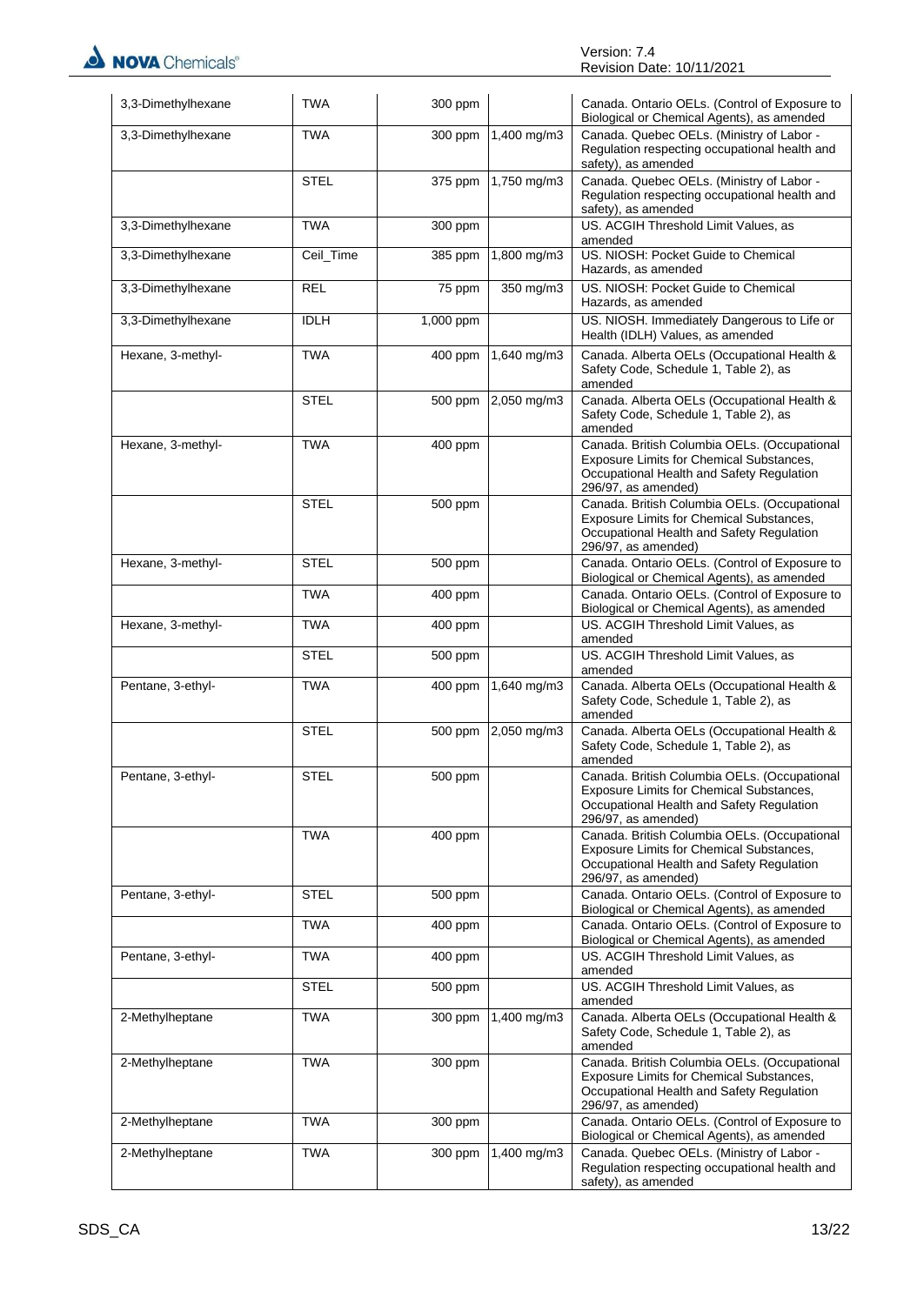| | | | | |
|---|---|---|---|---|
| 3,3-Dimethylhexane | TWA | 300 ppm | | Canada. Ontario OELs. (Control of Exposure to Biological or Chemical Agents), as amended |
| 3,3-Dimethylhexane | TWA | 300 ppm | 1,400 mg/m3 | Canada. Quebec OELs. (Ministry of Labor - Regulation respecting occupational health and safety), as amended |
| | STEL | 375 ppm | 1,750 mg/m3 | Canada. Quebec OELs. (Ministry of Labor - Regulation respecting occupational health and safety), as amended |
| 3,3-Dimethylhexane | TWA | 300 ppm | | US. ACGIH Threshold Limit Values, as amended |
| 3,3-Dimethylhexane | Ceil_Time | 385 ppm | 1,800 mg/m3 | US. NIOSH: Pocket Guide to Chemical Hazards, as amended |
| 3,3-Dimethylhexane | REL | 75 ppm | 350 mg/m3 | US. NIOSH: Pocket Guide to Chemical Hazards, as amended |
| 3,3-Dimethylhexane | IDLH | 1,000 ppm | | US. NIOSH. Immediately Dangerous to Life or Health (IDLH) Values, as amended |
| Hexane, 3-methyl- | TWA | 400 ppm | 1,640 mg/m3 | Canada. Alberta OELs (Occupational Health & Safety Code, Schedule 1, Table 2), as amended |
| | STEL | 500 ppm | 2,050 mg/m3 | Canada. Alberta OELs (Occupational Health & Safety Code, Schedule 1, Table 2), as amended |
| Hexane, 3-methyl- | TWA | 400 ppm | | Canada. British Columbia OELs. (Occupational Exposure Limits for Chemical Substances, Occupational Health and Safety Regulation 296/97, as amended) |
| | STEL | 500 ppm | | Canada. British Columbia OELs. (Occupational Exposure Limits for Chemical Substances, Occupational Health and Safety Regulation 296/97, as amended) |
| Hexane, 3-methyl- | STEL | 500 ppm | | Canada. Ontario OELs. (Control of Exposure to Biological or Chemical Agents), as amended |
| | TWA | 400 ppm | | Canada. Ontario OELs. (Control of Exposure to Biological or Chemical Agents), as amended |
| Hexane, 3-methyl- | TWA | 400 ppm | | US. ACGIH Threshold Limit Values, as amended |
| | STEL | 500 ppm | | US. ACGIH Threshold Limit Values, as amended |
| Pentane, 3-ethyl- | TWA | 400 ppm | 1,640 mg/m3 | Canada. Alberta OELs (Occupational Health & Safety Code, Schedule 1, Table 2), as amended |
| | STEL | 500 ppm | 2,050 mg/m3 | Canada. Alberta OELs (Occupational Health & Safety Code, Schedule 1, Table 2), as amended |
| Pentane, 3-ethyl- | STEL | 500 ppm | | Canada. British Columbia OELs. (Occupational Exposure Limits for Chemical Substances, Occupational Health and Safety Regulation 296/97, as amended) |
| | TWA | 400 ppm | | Canada. British Columbia OELs. (Occupational Exposure Limits for Chemical Substances, Occupational Health and Safety Regulation 296/97, as amended) |
| Pentane, 3-ethyl- | STEL | 500 ppm | | Canada. Ontario OELs. (Control of Exposure to Biological or Chemical Agents), as amended |
| | TWA | 400 ppm | | Canada. Ontario OELs. (Control of Exposure to Biological or Chemical Agents), as amended |
| Pentane, 3-ethyl- | TWA | 400 ppm | | US. ACGIH Threshold Limit Values, as amended |
| | STEL | 500 ppm | | US. ACGIH Threshold Limit Values, as amended |
| 2-Methylheptane | TWA | 300 ppm | 1,400 mg/m3 | Canada. Alberta OELs (Occupational Health & Safety Code, Schedule 1, Table 2), as amended |
| 2-Methylheptane | TWA | 300 ppm | | Canada. British Columbia OELs. (Occupational Exposure Limits for Chemical Substances, Occupational Health and Safety Regulation 296/97, as amended) |
| 2-Methylheptane | TWA | 300 ppm | | Canada. Ontario OELs. (Control of Exposure to Biological or Chemical Agents), as amended |
| 2-Methylheptane | TWA | 300 ppm | 1,400 mg/m3 | Canada. Quebec OELs. (Ministry of Labor - Regulation respecting occupational health and safety), as amended |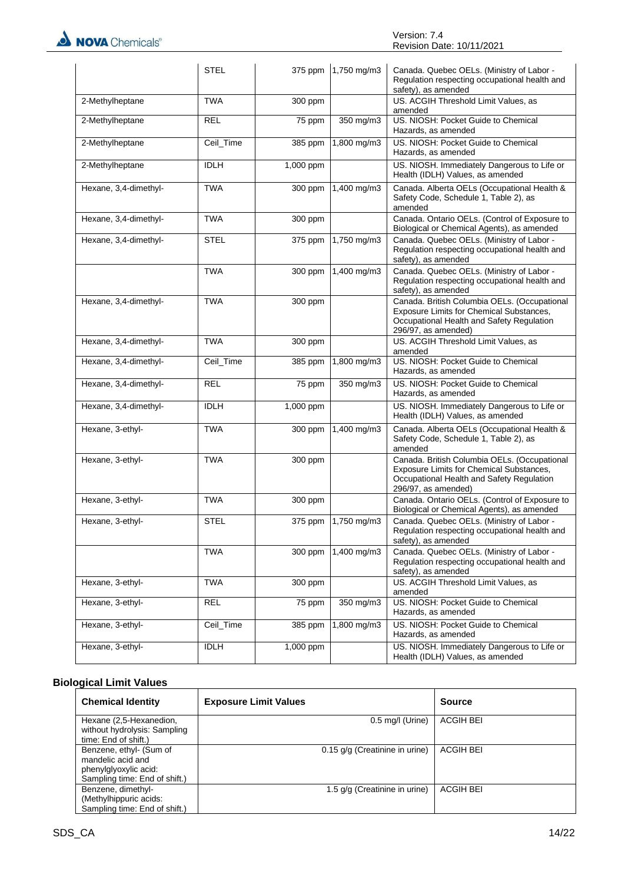| | | | | |
|---|---|---|---|---|
| | STEL | 375 ppm | 1,750 mg/m3 | Canada. Quebec OELs. (Ministry of Labor - Regulation respecting occupational health and safety), as amended |
| 2-Methylheptane | TWA | 300 ppm | | US. ACGIH Threshold Limit Values, as amended |
| 2-Methylheptane | REL | 75 ppm | 350 mg/m3 | US. NIOSH: Pocket Guide to Chemical Hazards, as amended |
| 2-Methylheptane | Ceil_Time | 385 ppm | 1,800 mg/m3 | US. NIOSH: Pocket Guide to Chemical Hazards, as amended |
| 2-Methylheptane | IDLH | 1,000 ppm | | US. NIOSH. Immediately Dangerous to Life or Health (IDLH) Values, as amended |
| Hexane, 3,4-dimethyl- | TWA | 300 ppm | 1,400 mg/m3 | Canada. Alberta OELs (Occupational Health & Safety Code, Schedule 1, Table 2), as amended |
| Hexane, 3,4-dimethyl- | TWA | 300 ppm | | Canada. Ontario OELs. (Control of Exposure to Biological or Chemical Agents), as amended |
| Hexane, 3,4-dimethyl- | STEL | 375 ppm | 1,750 mg/m3 | Canada. Quebec OELs. (Ministry of Labor - Regulation respecting occupational health and safety), as amended |
| | TWA | 300 ppm | 1,400 mg/m3 | Canada. Quebec OELs. (Ministry of Labor - Regulation respecting occupational health and safety), as amended |
| Hexane, 3,4-dimethyl- | TWA | 300 ppm | | Canada. British Columbia OELs. (Occupational Exposure Limits for Chemical Substances, Occupational Health and Safety Regulation 296/97, as amended) |
| Hexane, 3,4-dimethyl- | TWA | 300 ppm | | US. ACGIH Threshold Limit Values, as amended |
| Hexane, 3,4-dimethyl- | Ceil_Time | 385 ppm | 1,800 mg/m3 | US. NIOSH: Pocket Guide to Chemical Hazards, as amended |
| Hexane, 3,4-dimethyl- | REL | 75 ppm | 350 mg/m3 | US. NIOSH: Pocket Guide to Chemical Hazards, as amended |
| Hexane, 3,4-dimethyl- | IDLH | 1,000 ppm | | US. NIOSH. Immediately Dangerous to Life or Health (IDLH) Values, as amended |
| Hexane, 3-ethyl- | TWA | 300 ppm | 1,400 mg/m3 | Canada. Alberta OELs (Occupational Health & Safety Code, Schedule 1, Table 2), as amended |
| Hexane, 3-ethyl- | TWA | 300 ppm | | Canada. British Columbia OELs. (Occupational Exposure Limits for Chemical Substances, Occupational Health and Safety Regulation 296/97, as amended) |
| Hexane, 3-ethyl- | TWA | 300 ppm | | Canada. Ontario OELs. (Control of Exposure to Biological or Chemical Agents), as amended |
| Hexane, 3-ethyl- | STEL | 375 ppm | 1,750 mg/m3 | Canada. Quebec OELs. (Ministry of Labor - Regulation respecting occupational health and safety), as amended |
| | TWA | 300 ppm | 1,400 mg/m3 | Canada. Quebec OELs. (Ministry of Labor - Regulation respecting occupational health and safety), as amended |
| Hexane, 3-ethyl- | TWA | 300 ppm | | US. ACGIH Threshold Limit Values, as amended |
| Hexane, 3-ethyl- | REL | 75 ppm | 350 mg/m3 | US. NIOSH: Pocket Guide to Chemical Hazards, as amended |
| Hexane, 3-ethyl- | Ceil_Time | 385 ppm | 1,800 mg/m3 | US. NIOSH: Pocket Guide to Chemical Hazards, as amended |
| Hexane, 3-ethyl- | IDLH | 1,000 ppm | | US. NIOSH. Immediately Dangerous to Life or Health (IDLH) Values, as amended |

## Biological Limit Values

| Chemical Identity | Exposure Limit Values | Source |
|---|---|---|
| Hexane (2,5-Hexanedion, without hydrolysis: Sampling time: End of shift.) | 0.5 mg/l (Urine) | ACGIH BEI |
| Benzene, ethyl- (Sum of mandelic acid and phenylglyoxylic acid: Sampling time: End of shift.) | 0.15 g/g (Creatinine in urine) | ACGIH BEI |
| Benzene, dimethyl- (Methylhippuric acids: Sampling time: End of shift.) | 1.5 g/g (Creatinine in urine) | ACGIH BEI |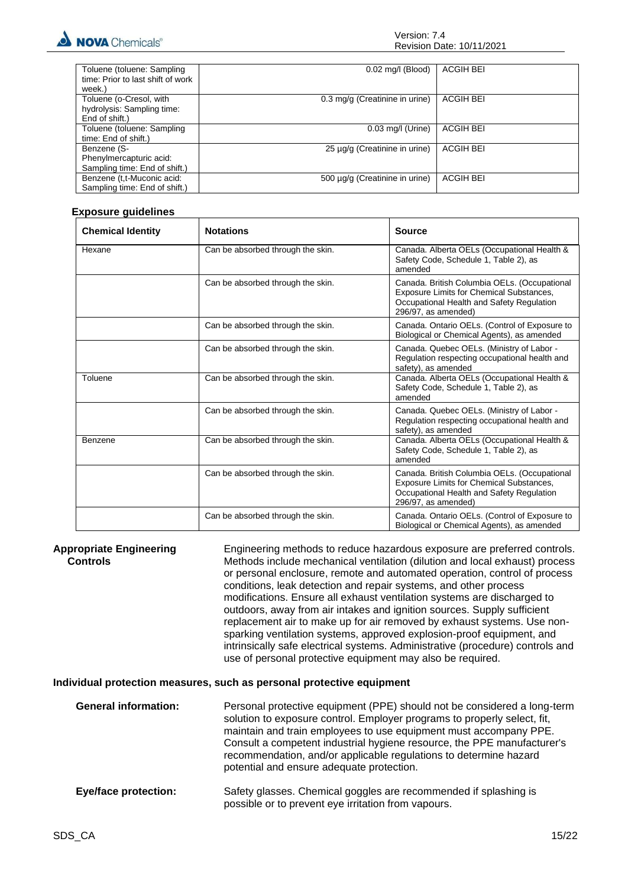| | | |
|---|---|---|
| Toluene (toluene: Sampling time: Prior to last shift of work week.) | 0.02 mg/l (Blood) | ACGIH BEI |
| Toluene (o-Cresol, with hydrolysis: Sampling time: End of shift.) | 0.3 mg/g (Creatinine in urine) | ACGIH BEI |
| Toluene (toluene: Sampling time: End of shift.) | 0.03 mg/l (Urine) | ACGIH BEI |
| Benzene (S-Phenylmercapturic acid: Sampling time: End of shift.) | 25 µg/g (Creatinine in urine) | ACGIH BEI |
| Benzene (t,t-Muconic acid: Sampling time: End of shift.) | 500 µg/g (Creatinine in urine) | ACGIH BEI |

**Exposure guidelines**

| Chemical Identity | Notations | Source |
|---|---|---|
| Hexane | Can be absorbed through the skin. | Canada. Alberta OELs (Occupational Health & Safety Code, Schedule 1, Table 2), as amended |
| | Can be absorbed through the skin. | Canada. British Columbia OELs. (Occupational Exposure Limits for Chemical Substances, Occupational Health and Safety Regulation 296/97, as amended) |
| | Can be absorbed through the skin. | Canada. Ontario OELs. (Control of Exposure to Biological or Chemical Agents), as amended |
| | Can be absorbed through the skin. | Canada. Quebec OELs. (Ministry of Labor - Regulation respecting occupational health and safety), as amended |
| Toluene | Can be absorbed through the skin. | Canada. Alberta OELs (Occupational Health & Safety Code, Schedule 1, Table 2), as amended |
| | Can be absorbed through the skin. | Canada. Quebec OELs. (Ministry of Labor - Regulation respecting occupational health and safety), as amended |
| Benzene | Can be absorbed through the skin. | Canada. Alberta OELs (Occupational Health & Safety Code, Schedule 1, Table 2), as amended |
| | Can be absorbed through the skin. | Canada. British Columbia OELs. (Occupational Exposure Limits for Chemical Substances, Occupational Health and Safety Regulation 296/97, as amended) |
| | Can be absorbed through the skin. | Canada. Ontario OELs. (Control of Exposure to Biological or Chemical Agents), as amended |

**Appropriate Engineering Controls**

Engineering methods to reduce hazardous exposure are preferred controls. Methods include mechanical ventilation (dilution and local exhaust) process or personal enclosure, remote and automated operation, control of process conditions, leak detection and repair systems, and other process modifications. Ensure all exhaust ventilation systems are discharged to outdoors, away from air intakes and ignition sources. Supply sufficient replacement air to make up for air removed by exhaust systems. Use non-sparking ventilation systems, approved explosion-proof equipment, and intrinsically safe electrical systems. Administrative (procedure) controls and use of personal protective equipment may also be required.

**Individual protection measures, such as personal protective equipment**

**General information:** Personal protective equipment (PPE) should not be considered a long-term solution to exposure control. Employer programs to properly select, fit, maintain and train employees to use equipment must accompany PPE. Consult a competent industrial hygiene resource, the PPE manufacturer's recommendation, and/or applicable regulations to determine hazard potential and ensure adequate protection.

**Eye/face protection:** Safety glasses. Chemical goggles are recommended if splashing is possible or to prevent eye irritation from vapours.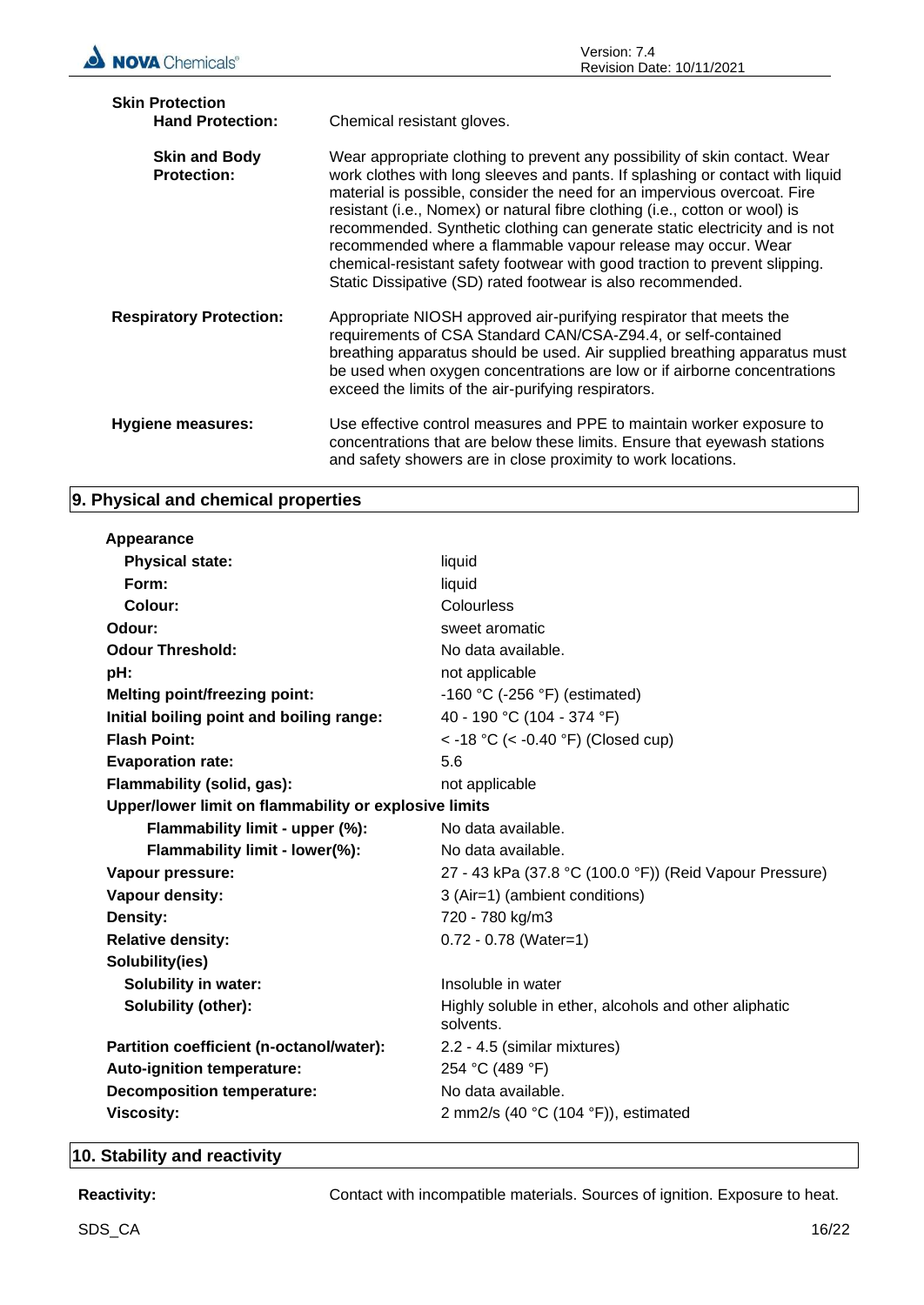**Skin Protection**

**Hand Protection:** Chemical resistant gloves.

**Skin and Body Protection:** Wear appropriate clothing to prevent any possibility of skin contact. Wear work clothes with long sleeves and pants. If splashing or contact with liquid material is possible, consider the need for an impervious overcoat. Fire resistant (i.e., Nomex) or natural fibre clothing (i.e., cotton or wool) is recommended. Synthetic clothing can generate static electricity and is not recommended where a flammable vapour release may occur. Wear chemical-resistant safety footwear with good traction to prevent slipping. Static Dissipative (SD) rated footwear is also recommended.

**Respiratory Protection:** Appropriate NIOSH approved air-purifying respirator that meets the requirements of CSA Standard CAN/CSA-Z94.4, or self-contained breathing apparatus should be used. Air supplied breathing apparatus must be used when oxygen concentrations are low or if airborne concentrations exceed the limits of the air-purifying respirators.

**Hygiene measures:** Use effective control measures and PPE to maintain worker exposure to concentrations that are below these limits. Ensure that eyewash stations and safety showers are in close proximity to work locations.

## 9. Physical and chemical properties

| Property | Value |
|---|---|
| **Appearance** | |
| **Physical state:** | liquid |
| **Form:** | liquid |
| **Colour:** | Colourless |
| **Odour:** | sweet aromatic |
| **Odour Threshold:** | No data available. |
| **pH:** | not applicable |
| **Melting point/freezing point:** | -160 °C (-256 °F) (estimated) |
| **Initial boiling point and boiling range:** | 40 - 190 °C (104 - 374 °F) |
| **Flash Point:** | < -18 °C (< -0.40 °F) (Closed cup) |
| **Evaporation rate:** | 5.6 |
| **Flammability (solid, gas):** | not applicable |
| **Upper/lower limit on flammability or explosive limits** | |
| **Flammability limit - upper (%):** | No data available. |
| **Flammability limit - lower(%):** | No data available. |
| **Vapour pressure:** | 27 - 43 kPa (37.8 °C (100.0 °F)) (Reid Vapour Pressure) |
| **Vapour density:** | 3 (Air=1) (ambient conditions) |
| **Density:** | 720 - 780 kg/m3 |
| **Relative density:** | 0.72 - 0.78 (Water=1) |
| **Solubility(ies)** | |
| **Solubility in water:** | Insoluble in water |
| **Solubility (other):** | Highly soluble in ether, alcohols and other aliphatic solvents. |
| **Partition coefficient (n-octanol/water):** | 2.2 - 4.5 (similar mixtures) |
| **Auto-ignition temperature:** | 254 °C (489 °F) |
| **Decomposition temperature:** | No data available. |
| **Viscosity:** | 2 mm2/s (40 °C (104 °F)), estimated |

## 10. Stability and reactivity

**Reactivity:** Contact with incompatible materials. Sources of ignition. Exposure to heat.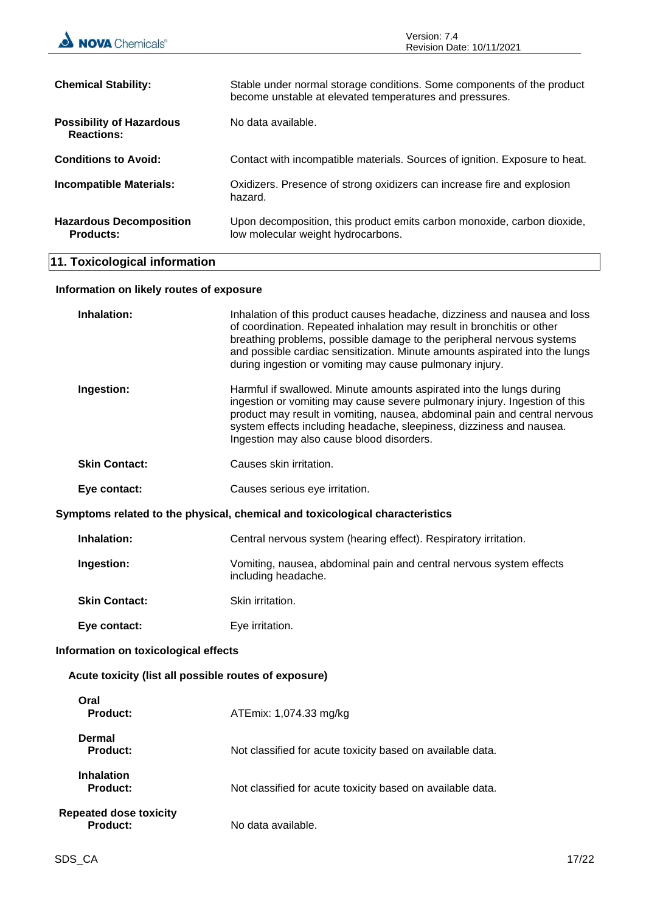| | |
|---|---|
| **Chemical Stability:** | Stable under normal storage conditions. Some components of the product become unstable at elevated temperatures and pressures. |
| **Possibility of Hazardous Reactions:** | No data available. |
| **Conditions to Avoid:** | Contact with incompatible materials. Sources of ignition. Exposure to heat. |
| **Incompatible Materials:** | Oxidizers. Presence of strong oxidizers can increase fire and explosion hazard. |
| **Hazardous Decomposition Products:** | Upon decomposition, this product emits carbon monoxide, carbon dioxide, low molecular weight hydrocarbons. |

## 11. Toxicological information

### Information on likely routes of exposure

| | |
|---|---|
| **Inhalation:** | Inhalation of this product causes headache, dizziness and nausea and loss of coordination. Repeated inhalation may result in bronchitis or other breathing problems, possible damage to the peripheral nervous systems and possible cardiac sensitization. Minute amounts aspirated into the lungs during ingestion or vomiting may cause pulmonary injury. |
| **Ingestion:** | Harmful if swallowed. Minute amounts aspirated into the lungs during ingestion or vomiting may cause severe pulmonary injury. Ingestion of this product may result in vomiting, nausea, abdominal pain and central nervous system effects including headache, sleepiness, dizziness and nausea. Ingestion may also cause blood disorders. |
| **Skin Contact:** | Causes skin irritation. |
| **Eye contact:** | Causes serious eye irritation. |

### Symptoms related to the physical, chemical and toxicological characteristics

| | |
|---|---|
| **Inhalation:** | Central nervous system (hearing effect). Respiratory irritation. |
| **Ingestion:** | Vomiting, nausea, abdominal pain and central nervous system effects including headache. |
| **Skin Contact:** | Skin irritation. |
| **Eye contact:** | Eye irritation. |

### Information on toxicological effects

#### Acute toxicity (list all possible routes of exposure)

| | |
|---|---|
| **Oral** **Product:** | ATEmix: 1,074.33 mg/kg |
| **Dermal** **Product:** | Not classified for acute toxicity based on available data. |
| **Inhalation** **Product:** | Not classified for acute toxicity based on available data. |
| **Repeated dose toxicity** **Product:** | No data available. |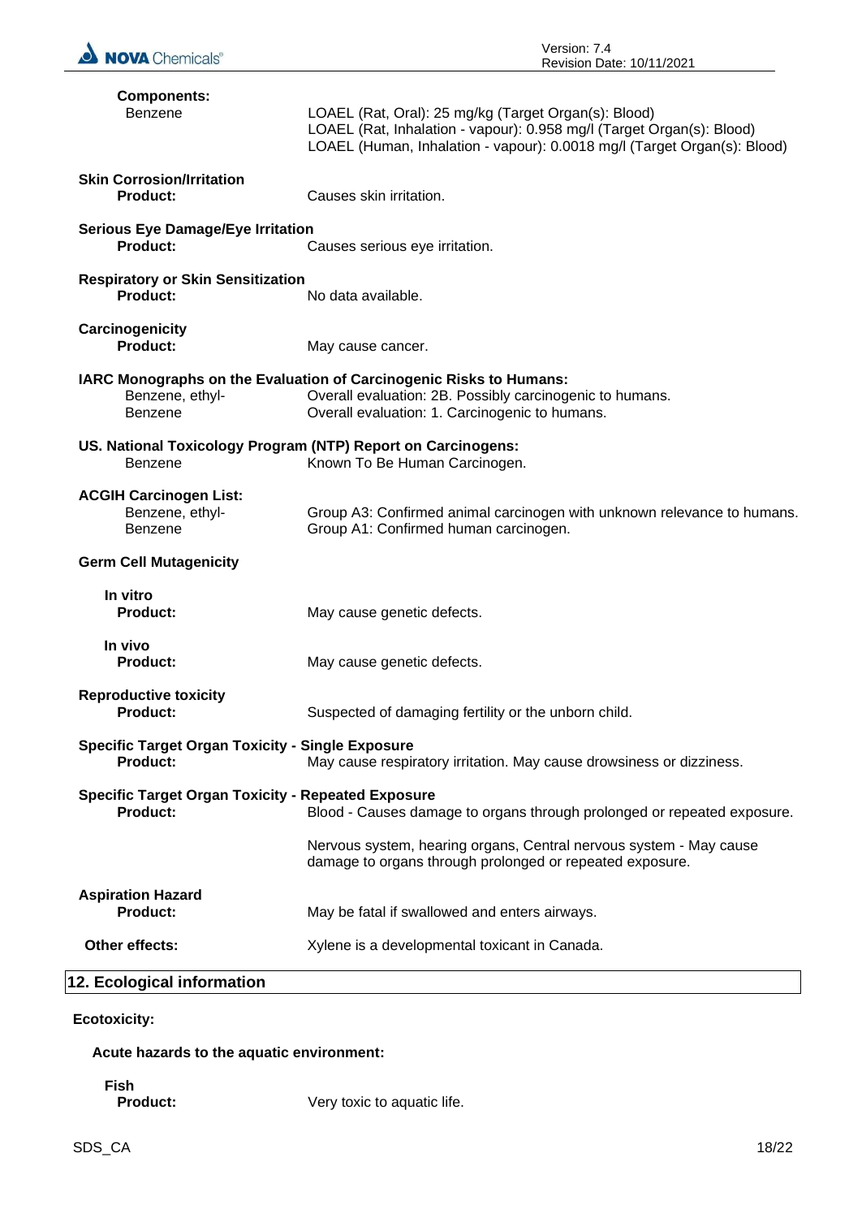**Components:**

| | |
|---|---|
| Benzene | LOAEL (Rat, Oral): 25 mg/kg (Target Organ(s): Blood)<br>LOAEL (Rat, Inhalation - vapour): 0.958 mg/l (Target Organ(s): Blood)<br>LOAEL (Human, Inhalation - vapour): 0.0018 mg/l (Target Organ(s): Blood) |

**Skin Corrosion/Irritation**

**Product:** Causes skin irritation.

**Serious Eye Damage/Eye Irritation**

**Product:** Causes serious eye irritation.

**Respiratory or Skin Sensitization**

**Product:** No data available.

**Carcinogenicity**

**Product:** May cause cancer.

**IARC Monographs on the Evaluation of Carcinogenic Risks to Humans:**

| | |
|---|---|
| Benzene, ethyl- | Overall evaluation: 2B. Possibly carcinogenic to humans. |
| Benzene | Overall evaluation: 1. Carcinogenic to humans. |

**US. National Toxicology Program (NTP) Report on Carcinogens:**

| | |
|---|---|
| Benzene | Known To Be Human Carcinogen. |

**ACGIH Carcinogen List:**

| | |
|---|---|
| Benzene, ethyl- | Group A3: Confirmed animal carcinogen with unknown relevance to humans. |
| Benzene | Group A1: Confirmed human carcinogen. |

**Germ Cell Mutagenicity**

**In vitro**

**Product:** May cause genetic defects.

**In vivo**

**Product:** May cause genetic defects.

**Reproductive toxicity**

**Product:** Suspected of damaging fertility or the unborn child.

**Specific Target Organ Toxicity - Single Exposure**

**Product:** May cause respiratory irritation. May cause drowsiness or dizziness.

**Specific Target Organ Toxicity - Repeated Exposure**

**Product:** Blood - Causes damage to organs through prolonged or repeated exposure.

Nervous system, hearing organs, Central nervous system - May cause damage to organs through prolonged or repeated exposure.

**Aspiration Hazard**

**Product:** May be fatal if swallowed and enters airways.

**Other effects:** Xylene is a developmental toxicant in Canada.

## 12. Ecological information

**Ecotoxicity:**

**Acute hazards to the aquatic environment:**

**Fish**

**Product:** Very toxic to aquatic life.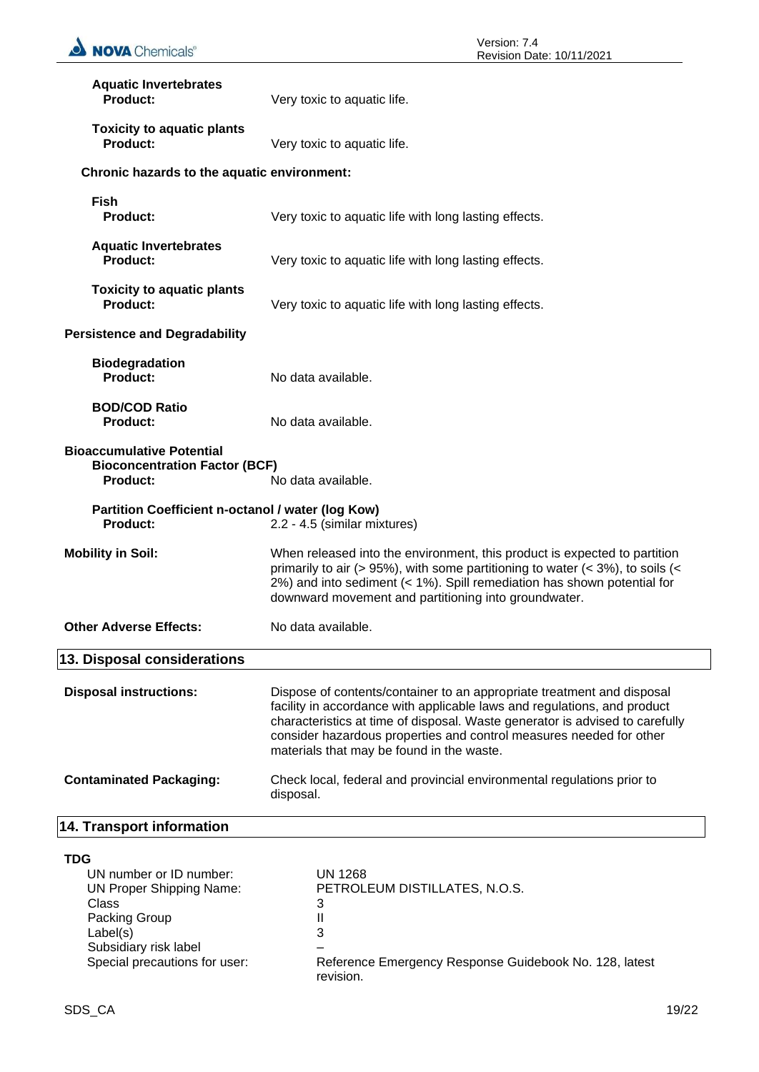**Aquatic Invertebrates**

**Product:** Very toxic to aquatic life.

**Toxicity to aquatic plants**

**Product:** Very toxic to aquatic life.

**Chronic hazards to the aquatic environment:**

**Fish**

**Product:** Very toxic to aquatic life with long lasting effects.

**Aquatic Invertebrates**

**Product:** Very toxic to aquatic life with long lasting effects.

**Toxicity to aquatic plants**

**Product:** Very toxic to aquatic life with long lasting effects.

**Persistence and Degradability**

**Biodegradation**

**Product:** No data available.

**BOD/COD Ratio**

**Product:** No data available.

**Bioaccumulative Potential**

**Bioconcentration Factor (BCF)**

**Product:** No data available.

**Partition Coefficient n-octanol / water (log Kow)**

**Product:** 2.2 - 4.5 (similar mixtures)

**Mobility in Soil:** When released into the environment, this product is expected to partition primarily to air (> 95%), with some partitioning to water (< 3%), to soils (< 2%) and into sediment (< 1%). Spill remediation has shown potential for downward movement and partitioning into groundwater.

**Other Adverse Effects:** No data available.

## 13. Disposal considerations

**Disposal instructions:** Dispose of contents/container to an appropriate treatment and disposal facility in accordance with applicable laws and regulations, and product characteristics at time of disposal. Waste generator is advised to carefully consider hazardous properties and control measures needed for other materials that may be found in the waste.

**Contaminated Packaging:** Check local, federal and provincial environmental regulations prior to disposal.

## 14. Transport information

**TDG**

| | |
|---|---|
| UN number or ID number: | UN 1268 |
| UN Proper Shipping Name: | PETROLEUM DISTILLATES, N.O.S. |
| Class | 3 |
| Packing Group | II |
| Label(s) | 3 |
| Subsidiary risk label | – |
| Special precautions for user: | Reference Emergency Response Guidebook No. 128, latest revision. |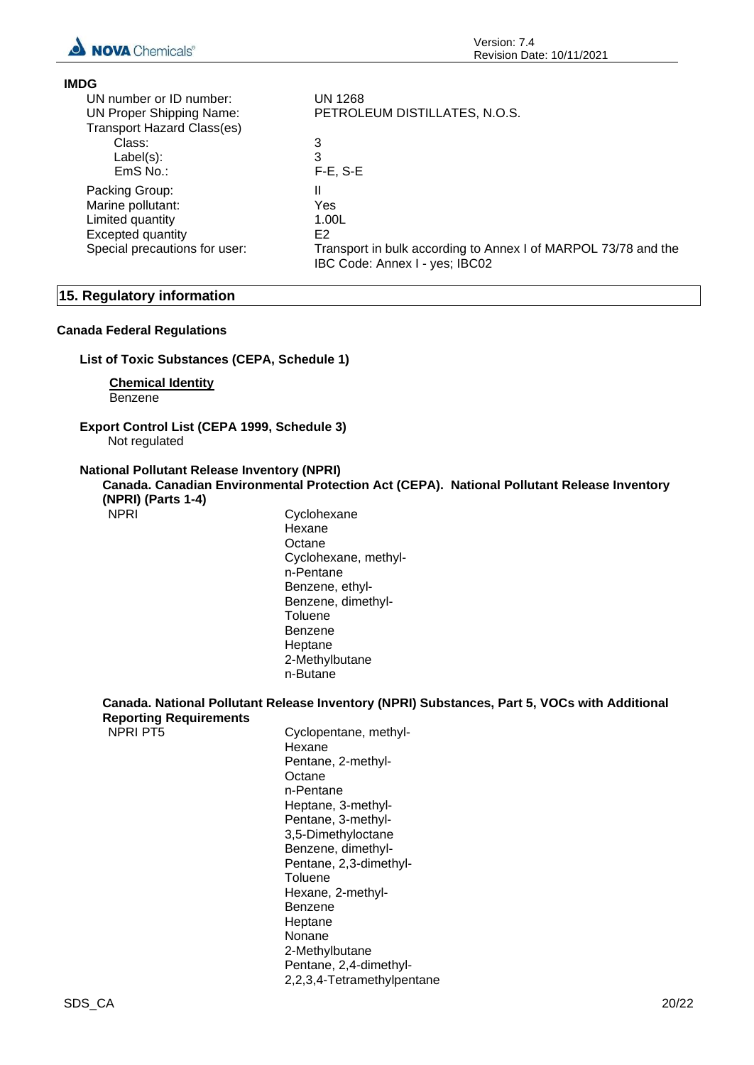**IMDG**

| | |
|---|---|
| UN number or ID number: | UN 1268 |
| UN Proper Shipping Name: | PETROLEUM DISTILLATES, N.O.S. |
| Transport Hazard Class(es) | |
| Class: | 3 |
| Label(s): | 3 |
| EmS No.: | F-E, S-E |
| Packing Group: | II |
| Marine pollutant: | Yes |
| Limited quantity | 1.00L |
| Excepted quantity | E2 |
| Special precautions for user: | Transport in bulk according to Annex I of MARPOL 73/78 and the IBC Code: Annex I - yes; IBC02 |

## 15. Regulatory information

**Canada Federal Regulations**

**List of Toxic Substances (CEPA, Schedule 1)**

**Chemical Identity**
Benzene

**Export Control List (CEPA 1999, Schedule 3)**
Not regulated

**National Pollutant Release Inventory (NPRI)**

**Canada. Canadian Environmental Protection Act (CEPA). National Pollutant Release Inventory (NPRI) (Parts 1-4)**

NPRI
- Cyclohexane
- Hexane
- Octane
- Cyclohexane, methyl-
- n-Pentane
- Benzene, ethyl-
- Benzene, dimethyl-
- Toluene
- Benzene
- Heptane
- 2-Methylbutane
- n-Butane

**Canada. National Pollutant Release Inventory (NPRI) Substances, Part 5, VOCs with Additional Reporting Requirements**

NPRI PT5
- Cyclopentane, methyl-
- Hexane
- Pentane, 2-methyl-
- Octane
- n-Pentane
- Heptane, 3-methyl-
- Pentane, 3-methyl-
- 3,5-Dimethyloctane
- Benzene, dimethyl-
- Pentane, 2,3-dimethyl-
- Toluene
- Hexane, 2-methyl-
- Benzene
- Heptane
- Nonane
- 2-Methylbutane
- Pentane, 2,4-dimethyl-
- 2,2,3,4-Tetramethylpentane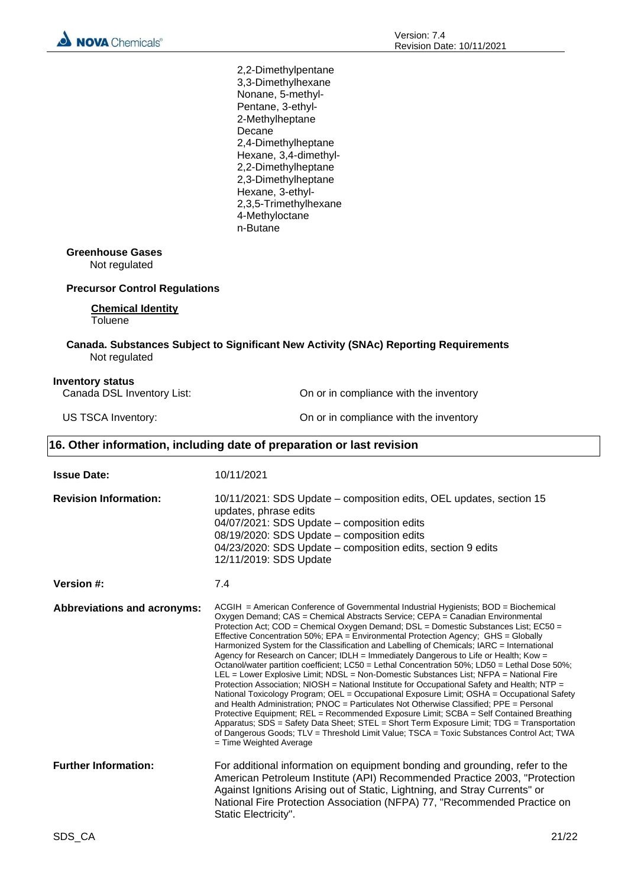2,2-Dimethylpentane
3,3-Dimethylhexane
Nonane, 5-methyl-
Pentane, 3-ethyl-
2-Methylheptane
Decane
2,4-Dimethylheptane
Hexane, 3,4-dimethyl-
2,2-Dimethylheptane
2,3-Dimethylheptane
Hexane, 3-ethyl-
2,3,5-Trimethylhexane
4-Methyloctane
n-Butane

**Greenhouse Gases**
Not regulated

**Precursor Control Regulations**

**Chemical Identity**
Toluene

**Canada. Substances Subject to Significant New Activity (SNAc) Reporting Requirements**
Not regulated

**Inventory status**

| | |
|---|---|
| Canada DSL Inventory List: | On or in compliance with the inventory |
| US TSCA Inventory: | On or in compliance with the inventory |

## 16. Other information, including date of preparation or last revision

**Issue Date:** 10/11/2021

**Revision Information:**
10/11/2021: SDS Update – composition edits, OEL updates, section 15 updates, phrase edits
04/07/2021: SDS Update – composition edits
08/19/2020: SDS Update – composition edits
04/23/2020: SDS Update – composition edits, section 9 edits
12/11/2019: SDS Update

**Version #:** 7.4

**Abbreviations and acronyms:** ACGIH = American Conference of Governmental Industrial Hygienists; BOD = Biochemical Oxygen Demand; CAS = Chemical Abstracts Service; CEPA = Canadian Environmental Protection Act; COD = Chemical Oxygen Demand; DSL = Domestic Substances List; EC50 = Effective Concentration 50%; EPA = Environmental Protection Agency; GHS = Globally Harmonized System for the Classification and Labelling of Chemicals; IARC = International Agency for Research on Cancer; IDLH = Immediately Dangerous to Life or Health; Kow = Octanol/water partition coefficient; LC50 = Lethal Concentration 50%; LD50 = Lethal Dose 50%; LEL = Lower Explosive Limit; NDSL = Non-Domestic Substances List; NFPA = National Fire Protection Association; NIOSH = National Institute for Occupational Safety and Health; NTP = National Toxicology Program; OEL = Occupational Exposure Limit; OSHA = Occupational Safety and Health Administration; PNOC = Particulates Not Otherwise Classified; PPE = Personal Protective Equipment; REL = Recommended Exposure Limit; SCBA = Self Contained Breathing Apparatus; SDS = Safety Data Sheet; STEL = Short Term Exposure Limit; TDG = Transportation of Dangerous Goods; TLV = Threshold Limit Value; TSCA = Toxic Substances Control Act; TWA = Time Weighted Average

**Further Information:** For additional information on equipment bonding and grounding, refer to the American Petroleum Institute (API) Recommended Practice 2003, "Protection Against Ignitions Arising out of Static, Lightning, and Stray Currents" or National Fire Protection Association (NFPA) 77, "Recommended Practice on Static Electricity".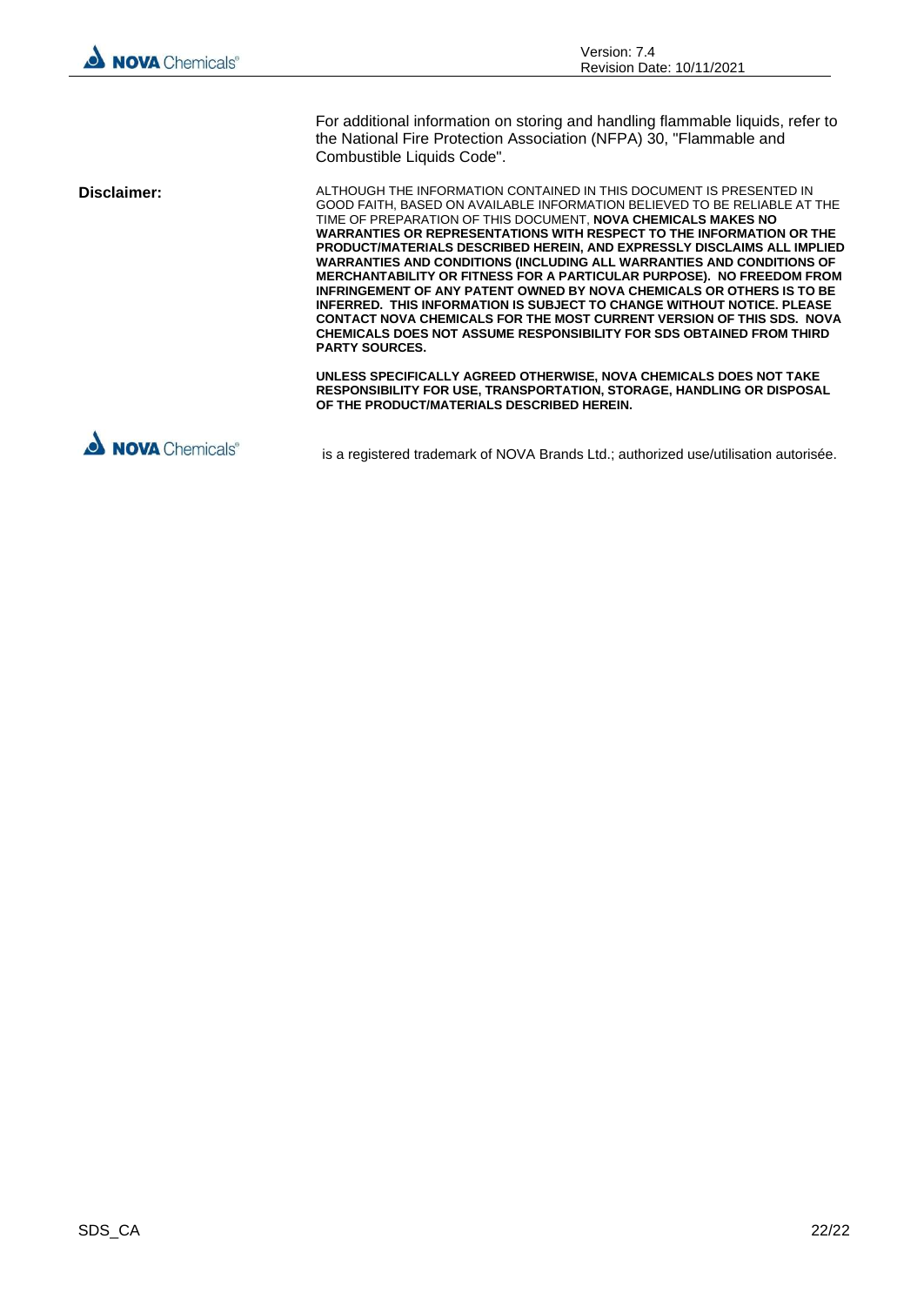For additional information on storing and handling flammable liquids, refer to the National Fire Protection Association (NFPA) 30, "Flammable and Combustible Liquids Code".

**Disclaimer:**

ALTHOUGH THE INFORMATION CONTAINED IN THIS DOCUMENT IS PRESENTED IN GOOD FAITH, BASED ON AVAILABLE INFORMATION BELIEVED TO BE RELIABLE AT THE TIME OF PREPARATION OF THIS DOCUMENT, **NOVA CHEMICALS MAKES NO WARRANTIES OR REPRESENTATIONS WITH RESPECT TO THE INFORMATION OR THE PRODUCT/MATERIALS DESCRIBED HEREIN, AND EXPRESSLY DISCLAIMS ALL IMPLIED WARRANTIES AND CONDITIONS (INCLUDING ALL WARRANTIES AND CONDITIONS OF MERCHANTABILITY OR FITNESS FOR A PARTICULAR PURPOSE). NO FREEDOM FROM INFRINGEMENT OF ANY PATENT OWNED BY NOVA CHEMICALS OR OTHERS IS TO BE INFERRED. THIS INFORMATION IS SUBJECT TO CHANGE WITHOUT NOTICE. PLEASE CONTACT NOVA CHEMICALS FOR THE MOST CURRENT VERSION OF THIS SDS. NOVA CHEMICALS DOES NOT ASSUME RESPONSIBILITY FOR SDS OBTAINED FROM THIRD PARTY SOURCES.**

**UNLESS SPECIFICALLY AGREED OTHERWISE, NOVA CHEMICALS DOES NOT TAKE RESPONSIBILITY FOR USE, TRANSPORTATION, STORAGE, HANDLING OR DISPOSAL OF THE PRODUCT/MATERIALS DESCRIBED HEREIN.**

NOVA Chemicals® is a registered trademark of NOVA Brands Ltd.; authorized use/utilisation autorisée.